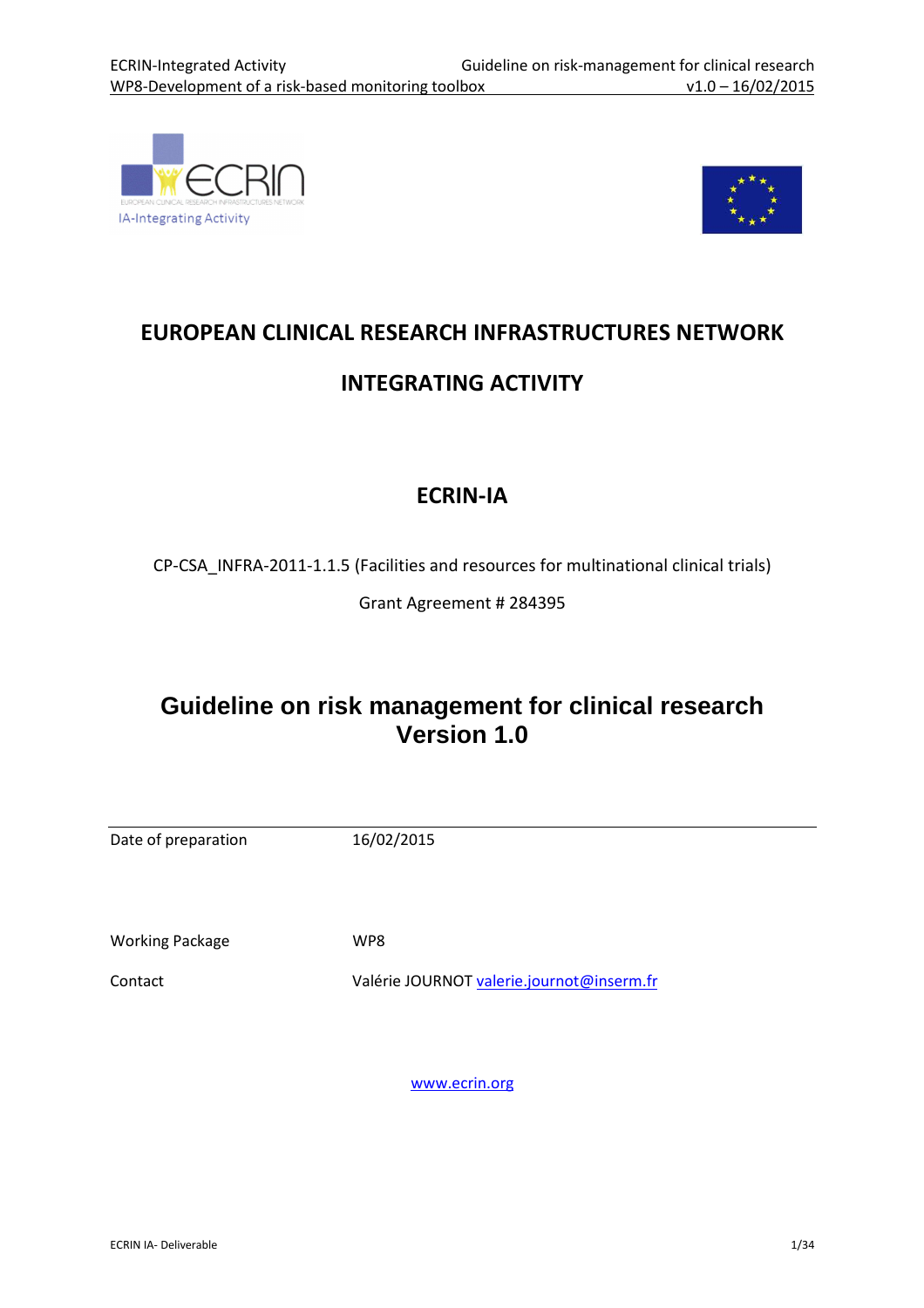# EUROPEAN CLINICAL RESEARCH INFRASTRUCTURES NETWORK

# INTEGRATING ACTIVITY

## ECRIN-IA

CP-CSA_INFRA-2011-1.1.5 (Facilities and resources for multinational clinical trials)

Grant Agreement # 284395

# Guideline on risk management for clinical research
# Version 1.0

| | |
|---|---|
| Date of preparation | 16/02/2015 |
| Working Package | WP8 |
| Contact | Valérie JOURNOT valerie.journot@inserm.fr |

www.ecrin.org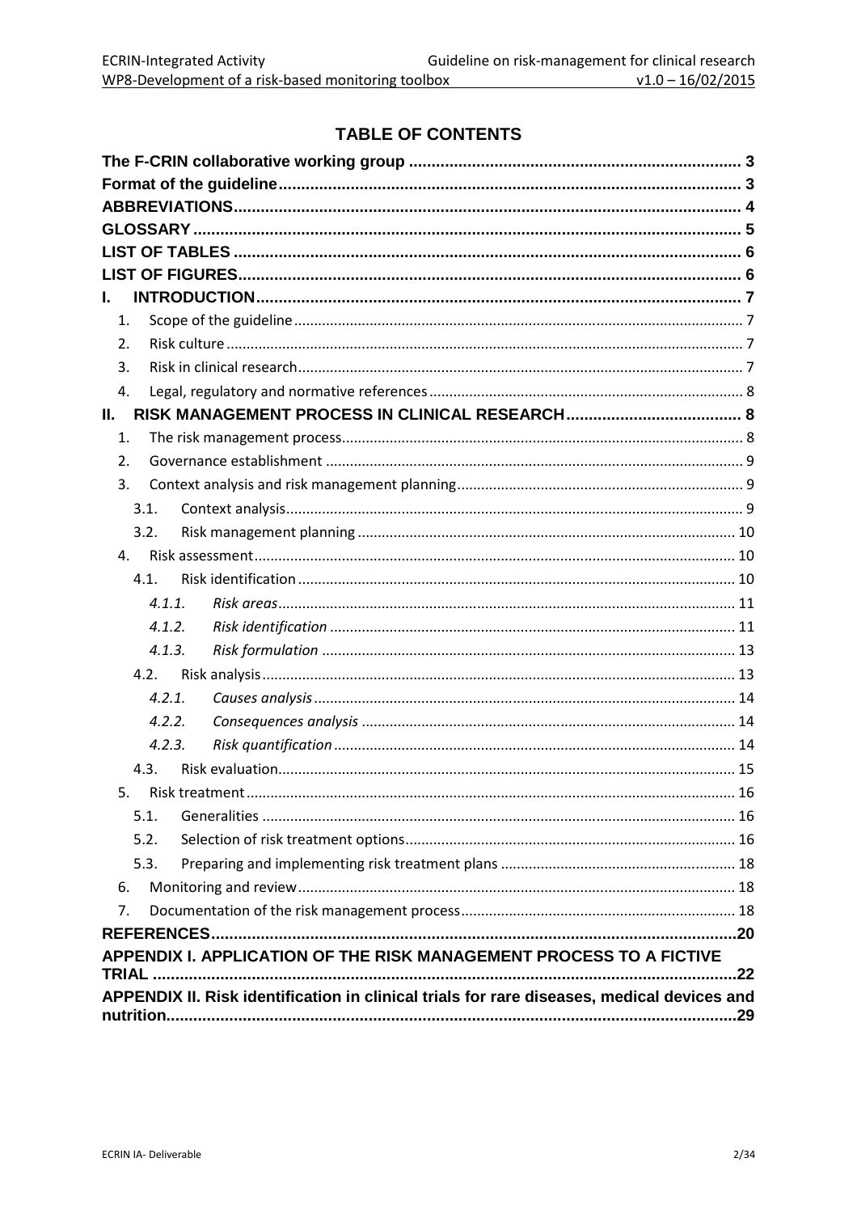# TABLE OF CONTENTS

The F-CRIN collaborative working group ........................................................................ 3
Format of the guideline ................................................................................................. 3
ABBREVIATIONS ............................................................................................................ 4
GLOSSARY ..................................................................................................................... 5
LIST OF TABLES ............................................................................................................ 6
LIST OF FIGURES ........................................................................................................... 6
I. INTRODUCTION .......................................................................................................... 7
- 1. Scope of the guideline ................................................................................................ 7
- 2. Risk culture ................................................................................................................ 7
- 3. Risk in clinical research ............................................................................................... 7
- 4. Legal, regulatory and normative references ................................................................. 8

II. RISK MANAGEMENT PROCESS IN CLINICAL RESEARCH ....................................... 8
- 1. The risk management process ...................................................................................... 8
- 2. Governance establishment ........................................................................................... 9
- 3. Context analysis and risk management planning ......................................................... 9
  - 3.1. Context analysis ....................................................................................................... 9
  - 3.2. Risk management planning ..................................................................................... 10
- 4. Risk assessment ........................................................................................................ 10
  - 4.1. Risk identification ................................................................................................... 10
    - *4.1.1. Risk areas* ......................................................................................................... 11
    - *4.1.2. Risk identification* ............................................................................................ 11
    - *4.1.3. Risk formulation* ............................................................................................... 13
  - 4.2. Risk analysis ........................................................................................................... 13
    - *4.2.1. Causes analysis* ................................................................................................ 14
    - *4.2.2. Consequences analysis* ..................................................................................... 14
    - *4.2.3. Risk quantification* ........................................................................................... 14
  - 4.3. Risk evaluation ....................................................................................................... 15
- 5. Risk treatment ........................................................................................................... 16
  - 5.1. Generalities ............................................................................................................ 16
  - 5.2. Selection of risk treatment options .......................................................................... 16
  - 5.3. Preparing and implementing risk treatment plans .................................................... 18
- 6. Monitoring and review ............................................................................................... 18
- 7. Documentation of the risk management process ......................................................... 18

REFERENCES ................................................................................................................ 20
APPENDIX I. APPLICATION OF THE RISK MANAGEMENT PROCESS TO A FICTIVE TRIAL ............................................................................................................................ 22
APPENDIX II. Risk identification in clinical trials for rare diseases, medical devices and nutrition .......................................................................................................................... 29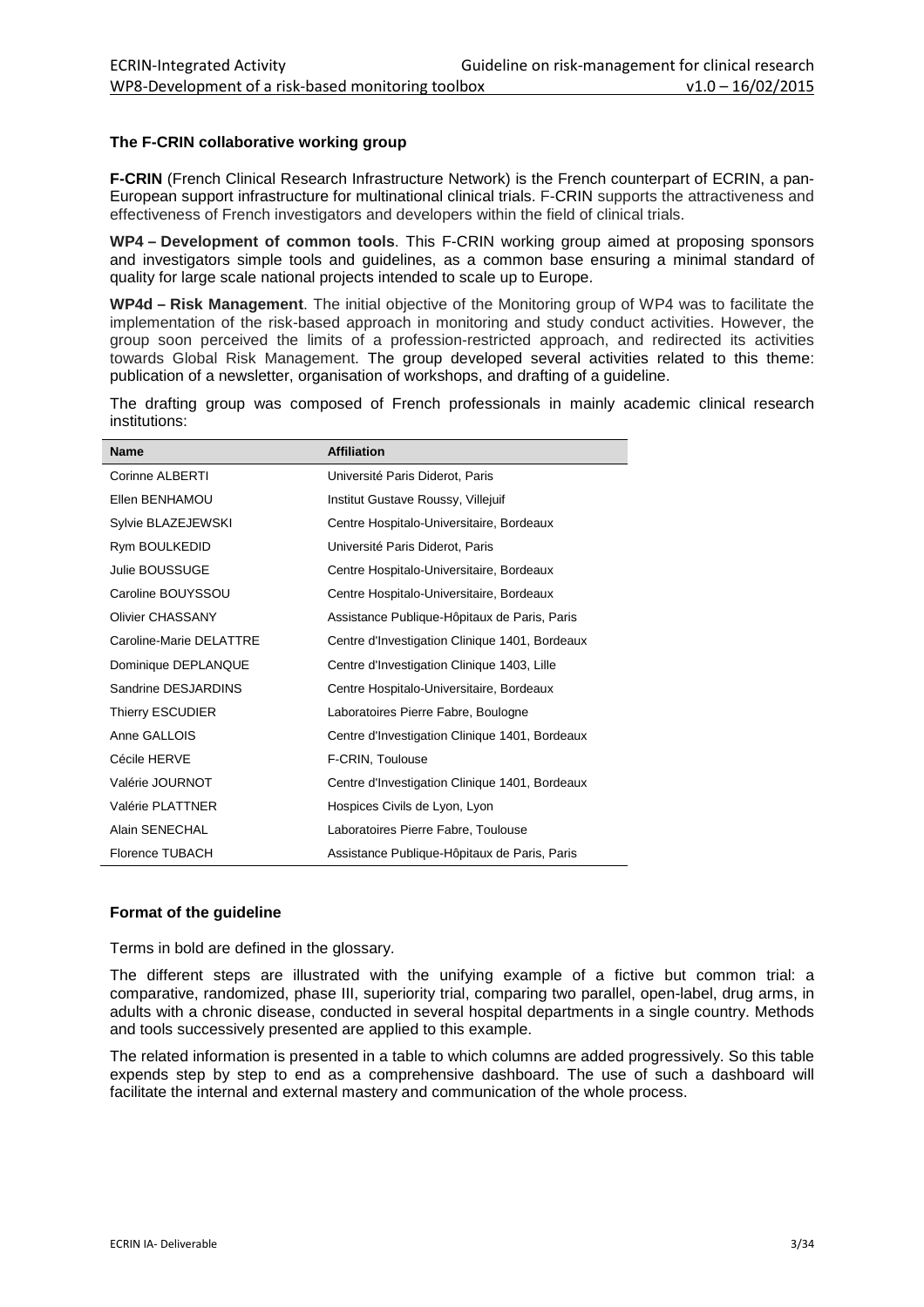### The F-CRIN collaborative working group

**F-CRIN** (French Clinical Research Infrastructure Network) is the French counterpart of ECRIN, a pan-European support infrastructure for multinational clinical trials. F-CRIN supports the attractiveness and effectiveness of French investigators and developers within the field of clinical trials.

**WP4 – Development of common tools**. This F-CRIN working group aimed at proposing sponsors and investigators simple tools and guidelines, as a common base ensuring a minimal standard of quality for large scale national projects intended to scale up to Europe.

**WP4d – Risk Management**. The initial objective of the Monitoring group of WP4 was to facilitate the implementation of the risk-based approach in monitoring and study conduct activities. However, the group soon perceived the limits of a profession-restricted approach, and redirected its activities towards Global Risk Management. The group developed several activities related to this theme: publication of a newsletter, organisation of workshops, and drafting of a guideline.

The drafting group was composed of French professionals in mainly academic clinical research institutions:

| Name | Affiliation |
|---|---|
| Corinne ALBERTI | Université Paris Diderot, Paris |
| Ellen BENHAMOU | Institut Gustave Roussy, Villejuif |
| Sylvie BLAZEJEWSKI | Centre Hospitalo-Universitaire, Bordeaux |
| Rym BOULKEDID | Université Paris Diderot, Paris |
| Julie BOUSSUGE | Centre Hospitalo-Universitaire, Bordeaux |
| Caroline BOUYSSOU | Centre Hospitalo-Universitaire, Bordeaux |
| Olivier CHASSANY | Assistance Publique-Hôpitaux de Paris, Paris |
| Caroline-Marie DELATTRE | Centre d'Investigation Clinique 1401, Bordeaux |
| Dominique DEPLANQUE | Centre d'Investigation Clinique 1403, Lille |
| Sandrine DESJARDINS | Centre Hospitalo-Universitaire, Bordeaux |
| Thierry ESCUDIER | Laboratoires Pierre Fabre, Boulogne |
| Anne GALLOIS | Centre d'Investigation Clinique 1401, Bordeaux |
| Cécile HERVE | F-CRIN, Toulouse |
| Valérie JOURNOT | Centre d'Investigation Clinique 1401, Bordeaux |
| Valérie PLATTNER | Hospices Civils de Lyon, Lyon |
| Alain SENECHAL | Laboratoires Pierre Fabre, Toulouse |
| Florence TUBACH | Assistance Publique-Hôpitaux de Paris, Paris |

### Format of the guideline

Terms in bold are defined in the glossary.

The different steps are illustrated with the unifying example of a fictive but common trial: a comparative, randomized, phase III, superiority trial, comparing two parallel, open-label, drug arms, in adults with a chronic disease, conducted in several hospital departments in a single country. Methods and tools successively presented are applied to this example.

The related information is presented in a table to which columns are added progressively. So this table expends step by step to end as a comprehensive dashboard. The use of such a dashboard will facilitate the internal and external mastery and communication of the whole process.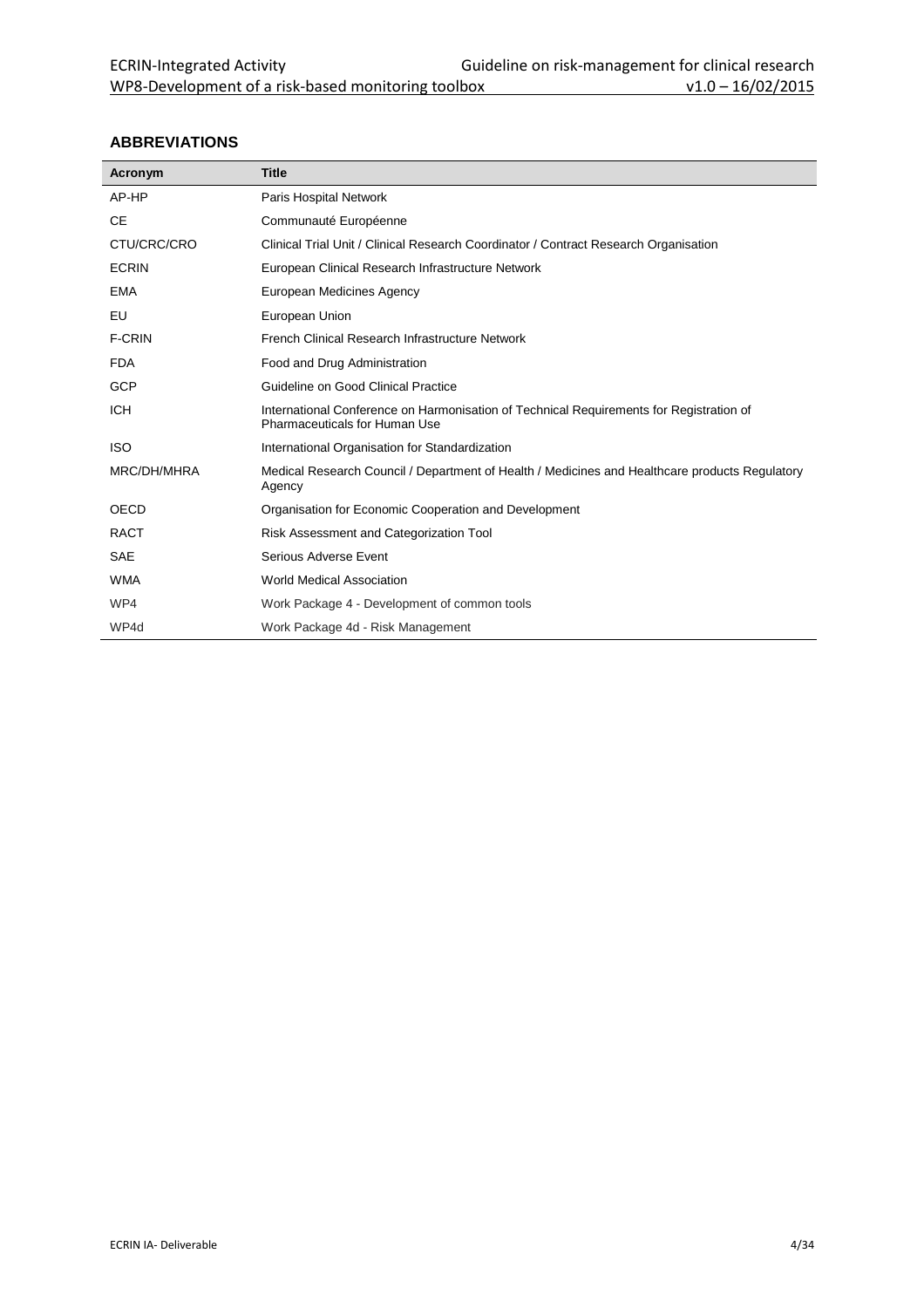## ABBREVIATIONS

| Acronym | Title |
|---|---|
| AP-HP | Paris Hospital Network |
| CE | Communauté Européenne |
| CTU/CRC/CRO | Clinical Trial Unit / Clinical Research Coordinator / Contract Research Organisation |
| ECRIN | European Clinical Research Infrastructure Network |
| EMA | European Medicines Agency |
| EU | European Union |
| F-CRIN | French Clinical Research Infrastructure Network |
| FDA | Food and Drug Administration |
| GCP | Guideline on Good Clinical Practice |
| ICH | International Conference on Harmonisation of Technical Requirements for Registration of Pharmaceuticals for Human Use |
| ISO | International Organisation for Standardization |
| MRC/DH/MHRA | Medical Research Council / Department of Health / Medicines and Healthcare products Regulatory Agency |
| OECD | Organisation for Economic Cooperation and Development |
| RACT | Risk Assessment and Categorization Tool |
| SAE | Serious Adverse Event |
| WMA | World Medical Association |
| WP4 | Work Package 4 - Development of common tools |
| WP4d | Work Package 4d - Risk Management |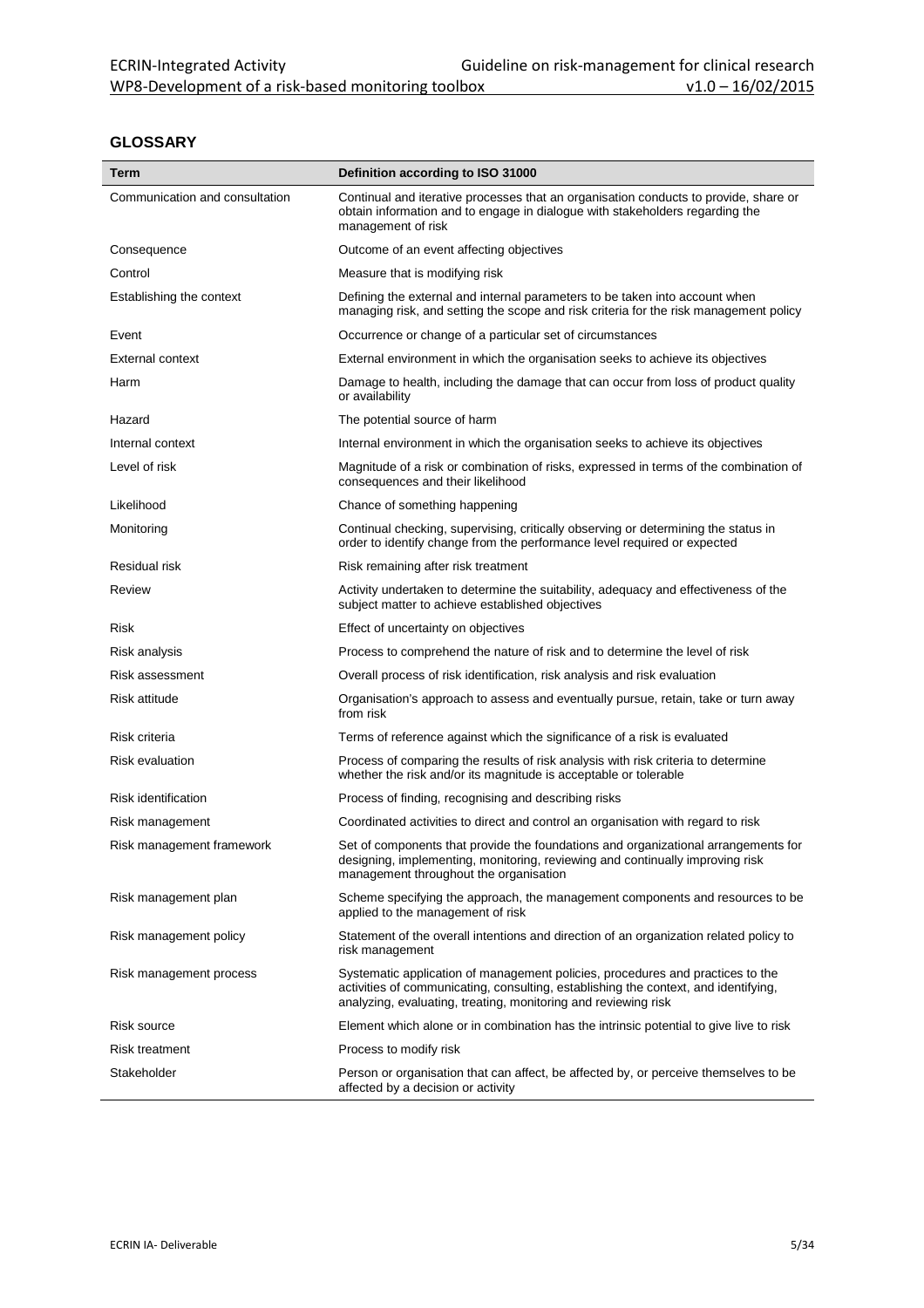## GLOSSARY

| Term | Definition according to ISO 31000 |
|---|---|
| Communication and consultation | Continual and iterative processes that an organisation conducts to provide, share or obtain information and to engage in dialogue with stakeholders regarding the management of risk |
| Consequence | Outcome of an event affecting objectives |
| Control | Measure that is modifying risk |
| Establishing the context | Defining the external and internal parameters to be taken into account when managing risk, and setting the scope and risk criteria for the risk management policy |
| Event | Occurrence or change of a particular set of circumstances |
| External context | External environment in which the organisation seeks to achieve its objectives |
| Harm | Damage to health, including the damage that can occur from loss of product quality or availability |
| Hazard | The potential source of harm |
| Internal context | Internal environment in which the organisation seeks to achieve its objectives |
| Level of risk | Magnitude of a risk or combination of risks, expressed in terms of the combination of consequences and their likelihood |
| Likelihood | Chance of something happening |
| Monitoring | Continual checking, supervising, critically observing or determining the status in order to identify change from the performance level required or expected |
| Residual risk | Risk remaining after risk treatment |
| Review | Activity undertaken to determine the suitability, adequacy and effectiveness of the subject matter to achieve established objectives |
| Risk | Effect of uncertainty on objectives |
| Risk analysis | Process to comprehend the nature of risk and to determine the level of risk |
| Risk assessment | Overall process of risk identification, risk analysis and risk evaluation |
| Risk attitude | Organisation's approach to assess and eventually pursue, retain, take or turn away from risk |
| Risk criteria | Terms of reference against which the significance of a risk is evaluated |
| Risk evaluation | Process of comparing the results of risk analysis with risk criteria to determine whether the risk and/or its magnitude is acceptable or tolerable |
| Risk identification | Process of finding, recognising and describing risks |
| Risk management | Coordinated activities to direct and control an organisation with regard to risk |
| Risk management framework | Set of components that provide the foundations and organizational arrangements for designing, implementing, monitoring, reviewing and continually improving risk management throughout the organisation |
| Risk management plan | Scheme specifying the approach, the management components and resources to be applied to the management of risk |
| Risk management policy | Statement of the overall intentions and direction of an organization related policy to risk management |
| Risk management process | Systematic application of management policies, procedures and practices to the activities of communicating, consulting, establishing the context, and identifying, analyzing, evaluating, treating, monitoring and reviewing risk |
| Risk source | Element which alone or in combination has the intrinsic potential to give live to risk |
| Risk treatment | Process to modify risk |
| Stakeholder | Person or organisation that can affect, be affected by, or perceive themselves to be affected by a decision or activity |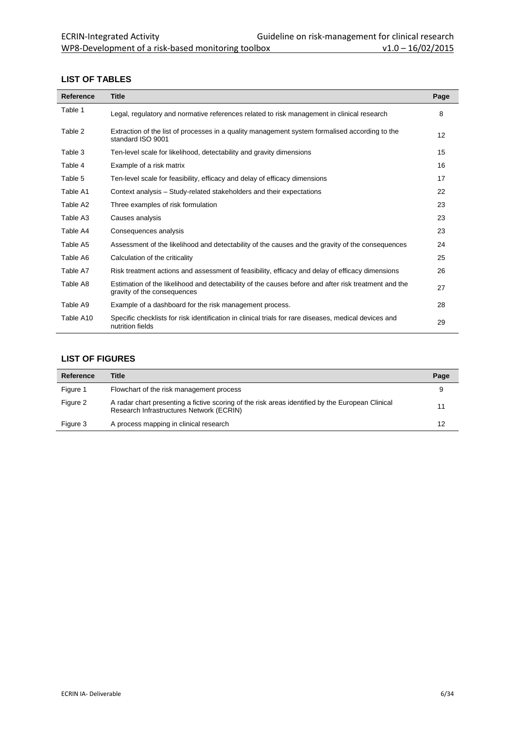## LIST OF TABLES

| Reference | Title | Page |
|---|---|---|
| Table 1 | Legal, regulatory and normative references related to risk management in clinical research | 8 |
| Table 2 | Extraction of the list of processes in a quality management system formalised according to the standard ISO 9001 | 12 |
| Table 3 | Ten-level scale for likelihood, detectability and gravity dimensions | 15 |
| Table 4 | Example of a risk matrix | 16 |
| Table 5 | Ten-level scale for feasibility, efficacy and delay of efficacy dimensions | 17 |
| Table A1 | Context analysis – Study-related stakeholders and their expectations | 22 |
| Table A2 | Three examples of risk formulation | 23 |
| Table A3 | Causes analysis | 23 |
| Table A4 | Consequences analysis | 23 |
| Table A5 | Assessment of the likelihood and detectability of the causes and the gravity of the consequences | 24 |
| Table A6 | Calculation of the criticality | 25 |
| Table A7 | Risk treatment actions and assessment of feasibility, efficacy and delay of efficacy dimensions | 26 |
| Table A8 | Estimation of the likelihood and detectability of the causes before and after risk treatment and the gravity of the consequences | 27 |
| Table A9 | Example of a dashboard for the risk management process. | 28 |
| Table A10 | Specific checklists for risk identification in clinical trials for rare diseases, medical devices and nutrition fields | 29 |

## LIST OF FIGURES

| Reference | Title | Page |
|---|---|---|
| Figure 1 | Flowchart of the risk management process | 9 |
| Figure 2 | A radar chart presenting a fictive scoring of the risk areas identified by the European Clinical Research Infrastructures Network (ECRIN) | 11 |
| Figure 3 | A process mapping in clinical research | 12 |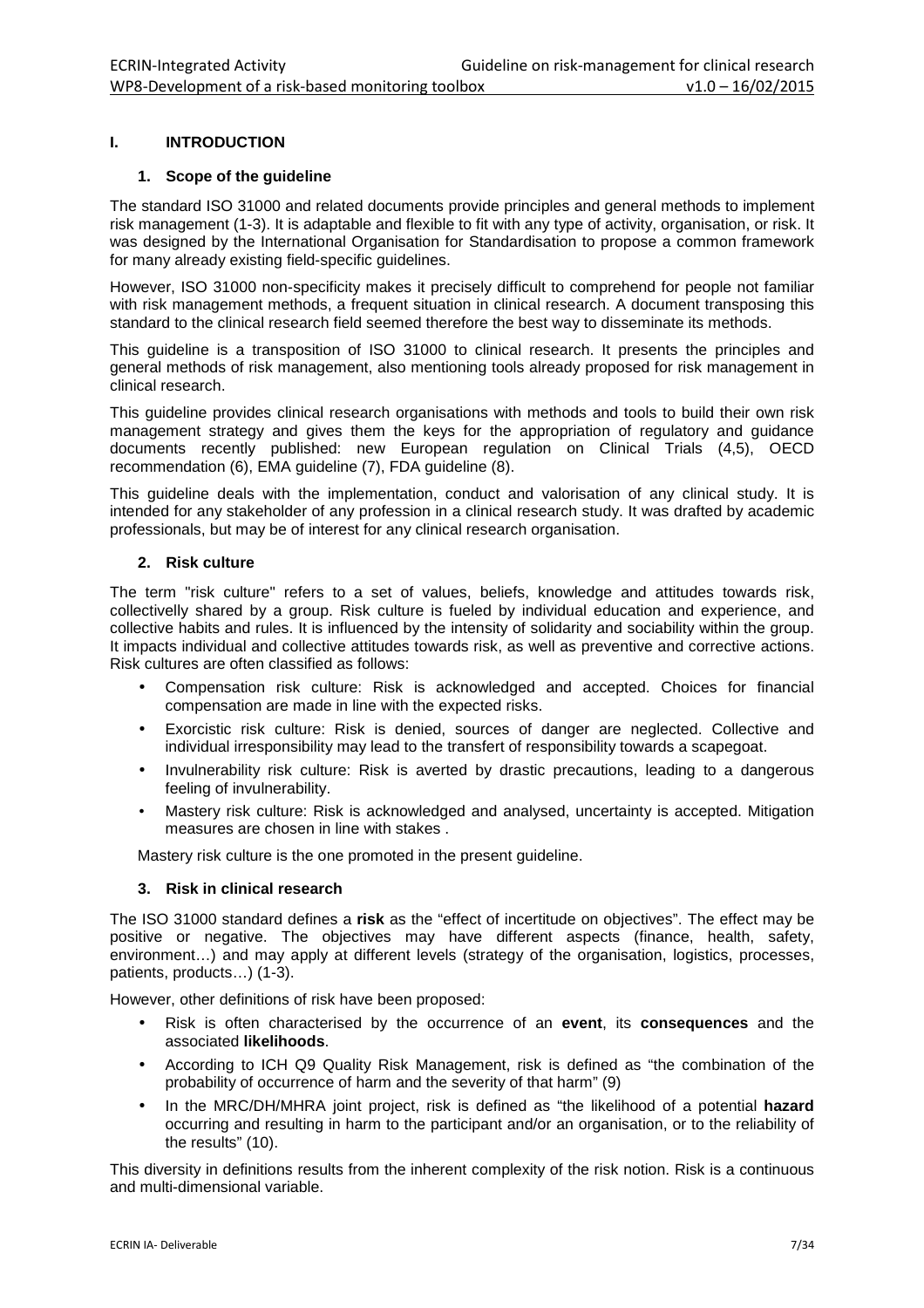## I. INTRODUCTION

### 1. Scope of the guideline

The standard ISO 31000 and related documents provide principles and general methods to implement risk management (1-3). It is adaptable and flexible to fit with any type of activity, organisation, or risk. It was designed by the International Organisation for Standardisation to propose a common framework for many already existing field-specific guidelines.

However, ISO 31000 non-specificity makes it precisely difficult to comprehend for people not familiar with risk management methods, a frequent situation in clinical research. A document transposing this standard to the clinical research field seemed therefore the best way to disseminate its methods.

This guideline is a transposition of ISO 31000 to clinical research. It presents the principles and general methods of risk management, also mentioning tools already proposed for risk management in clinical research.

This guideline provides clinical research organisations with methods and tools to build their own risk management strategy and gives them the keys for the appropriation of regulatory and guidance documents recently published: new European regulation on Clinical Trials (4,5), OECD recommendation (6), EMA guideline (7), FDA guideline (8).

This guideline deals with the implementation, conduct and valorisation of any clinical study. It is intended for any stakeholder of any profession in a clinical research study. It was drafted by academic professionals, but may be of interest for any clinical research organisation.

### 2. Risk culture

The term "risk culture" refers to a set of values, beliefs, knowledge and attitudes towards risk, collectivelly shared by a group. Risk culture is fueled by individual education and experience, and collective habits and rules. It is influenced by the intensity of solidarity and sociability within the group. It impacts individual and collective attitudes towards risk, as well as preventive and corrective actions. Risk cultures are often classified as follows:

- Compensation risk culture: Risk is acknowledged and accepted. Choices for financial compensation are made in line with the expected risks.
- Exorcistic risk culture: Risk is denied, sources of danger are neglected. Collective and individual irresponsibility may lead to the transfert of responsibility towards a scapegoat.
- Invulnerability risk culture: Risk is averted by drastic precautions, leading to a dangerous feeling of invulnerability.
- Mastery risk culture: Risk is acknowledged and analysed, uncertainty is accepted. Mitigation measures are chosen in line with stakes .

Mastery risk culture is the one promoted in the present guideline.

### 3. Risk in clinical research

The ISO 31000 standard defines a **risk** as the "effect of incertitude on objectives". The effect may be positive or negative. The objectives may have different aspects (finance, health, safety, environment…) and may apply at different levels (strategy of the organisation, logistics, processes, patients, products…) (1-3).

However, other definitions of risk have been proposed:

- Risk is often characterised by the occurrence of an **event**, its **consequences** and the associated **likelihoods**.
- According to ICH Q9 Quality Risk Management, risk is defined as "the combination of the probability of occurrence of harm and the severity of that harm" (9)
- In the MRC/DH/MHRA joint project, risk is defined as "the likelihood of a potential **hazard** occurring and resulting in harm to the participant and/or an organisation, or to the reliability of the results" (10).

This diversity in definitions results from the inherent complexity of the risk notion. Risk is a continuous and multi-dimensional variable.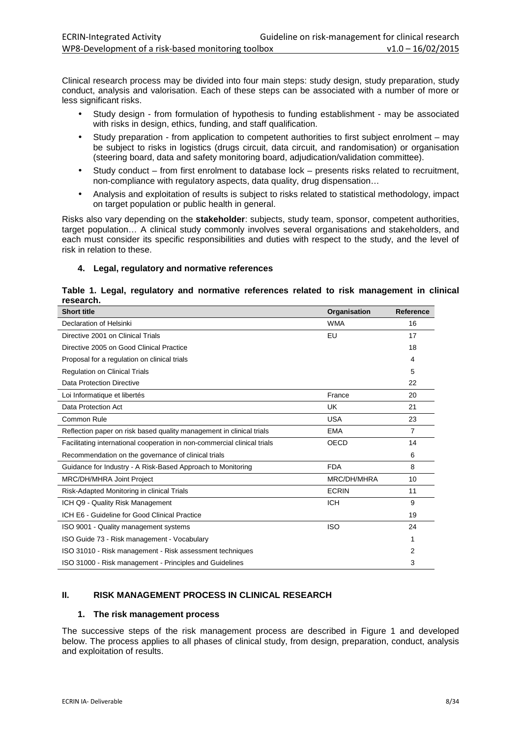Clinical research process may be divided into four main steps: study design, study preparation, study conduct, analysis and valorisation. Each of these steps can be associated with a number of more or less significant risks.

- Study design - from formulation of hypothesis to funding establishment - may be associated with risks in design, ethics, funding, and staff qualification.
- Study preparation - from application to competent authorities to first subject enrolment – may be subject to risks in logistics (drugs circuit, data circuit, and randomisation) or organisation (steering board, data and safety monitoring board, adjudication/validation committee).
- Study conduct – from first enrolment to database lock – presents risks related to recruitment, non-compliance with regulatory aspects, data quality, drug dispensation…
- Analysis and exploitation of results is subject to risks related to statistical methodology, impact on target population or public health in general.

Risks also vary depending on the **stakeholder**: subjects, study team, sponsor, competent authorities, target population… A clinical study commonly involves several organisations and stakeholders, and each must consider its specific responsibilities and duties with respect to the study, and the level of risk in relation to these.

### 4. Legal, regulatory and normative references

**Table 1. Legal, regulatory and normative references related to risk management in clinical research.**

| Short title | Organisation | Reference |
|---|---|---|
| Declaration of Helsinki | WMA | 16 |
| Directive 2001 on Clinical Trials | EU | 17 |
| Directive 2005 on Good Clinical Practice | | 18 |
| Proposal for a regulation on clinical trials | | 4 |
| Regulation on Clinical Trials | | 5 |
| Data Protection Directive | | 22 |
| Loi Informatique et libertés | France | 20 |
| Data Protection Act | UK | 21 |
| Common Rule | USA | 23 |
| Reflection paper on risk based quality management in clinical trials | EMA | 7 |
| Facilitating international cooperation in non-commercial clinical trials | OECD | 14 |
| Recommendation on the governance of clinical trials | | 6 |
| Guidance for Industry - A Risk-Based Approach to Monitoring | FDA | 8 |
| MRC/DH/MHRA Joint Project | MRC/DH/MHRA | 10 |
| Risk-Adapted Monitoring in clinical Trials | ECRIN | 11 |
| ICH Q9 - Quality Risk Management | ICH | 9 |
| ICH E6 - Guideline for Good Clinical Practice | | 19 |
| ISO 9001 - Quality management systems | ISO | 24 |
| ISO Guide 73 - Risk management - Vocabulary | | 1 |
| ISO 31010 - Risk management - Risk assessment techniques | | 2 |
| ISO 31000 - Risk management - Principles and Guidelines | | 3 |

## II. RISK MANAGEMENT PROCESS IN CLINICAL RESEARCH

### 1. The risk management process

The successive steps of the risk management process are described in Figure 1 and developed below. The process applies to all phases of clinical study, from design, preparation, conduct, analysis and exploitation of results.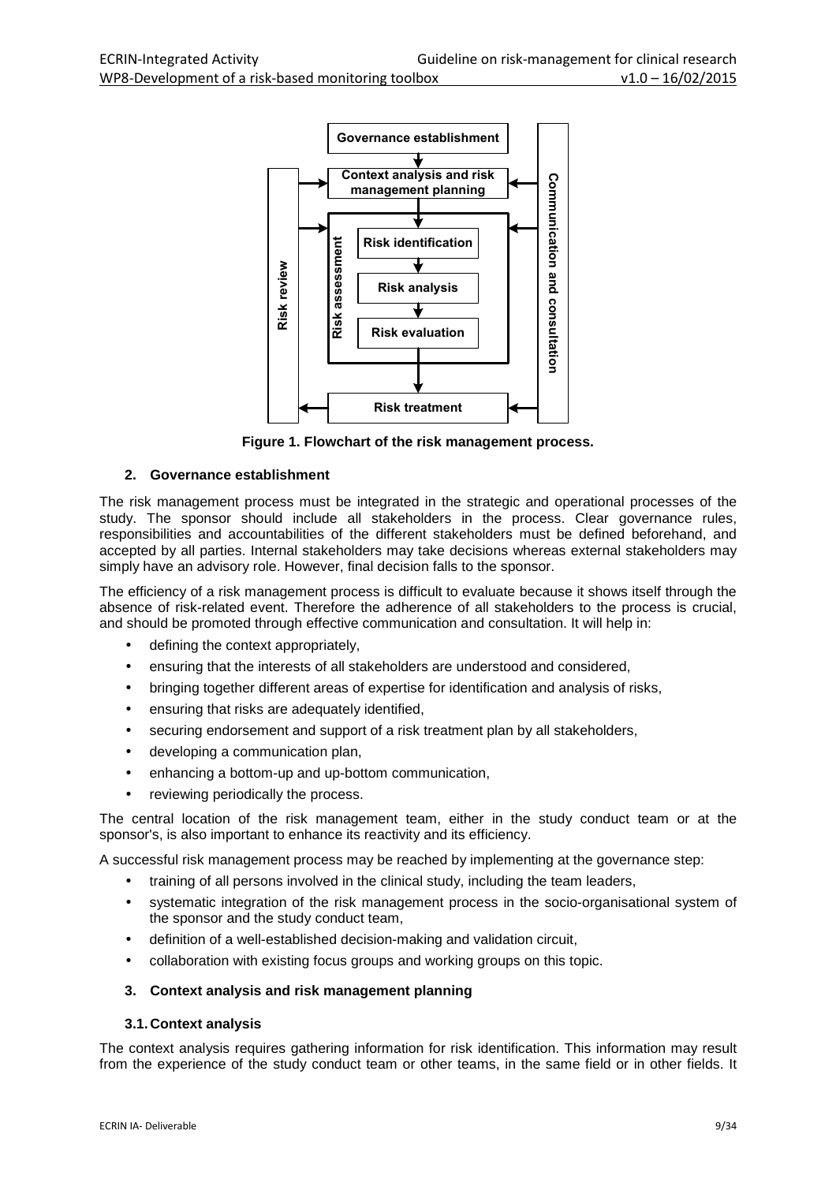Figure 1. Flowchart of the risk management process.

## 2. Governance establishment

The risk management process must be integrated in the strategic and operational processes of the study. The sponsor should include all stakeholders in the process. Clear governance rules, responsibilities and accountabilities of the different stakeholders must be defined beforehand, and accepted by all parties. Internal stakeholders may take decisions whereas external stakeholders may simply have an advisory role. However, final decision falls to the sponsor.

The efficiency of a risk management process is difficult to evaluate because it shows itself through the absence of risk-related event. Therefore the adherence of all stakeholders to the process is crucial, and should be promoted through effective communication and consultation. It will help in:

- defining the context appropriately,
- ensuring that the interests of all stakeholders are understood and considered,
- bringing together different areas of expertise for identification and analysis of risks,
- ensuring that risks are adequately identified,
- securing endorsement and support of a risk treatment plan by all stakeholders,
- developing a communication plan,
- enhancing a bottom-up and up-bottom communication,
- reviewing periodically the process.

The central location of the risk management team, either in the study conduct team or at the sponsor's, is also important to enhance its reactivity and its efficiency.

A successful risk management process may be reached by implementing at the governance step:

- training of all persons involved in the clinical study, including the team leaders,
- systematic integration of the risk management process in the socio-organisational system of the sponsor and the study conduct team,
- definition of a well-established decision-making and validation circuit,
- collaboration with existing focus groups and working groups on this topic.

## 3. Context analysis and risk management planning

### 3.1. Context analysis

The context analysis requires gathering information for risk identification. This information may result from the experience of the study conduct team or other teams, in the same field or in other fields. It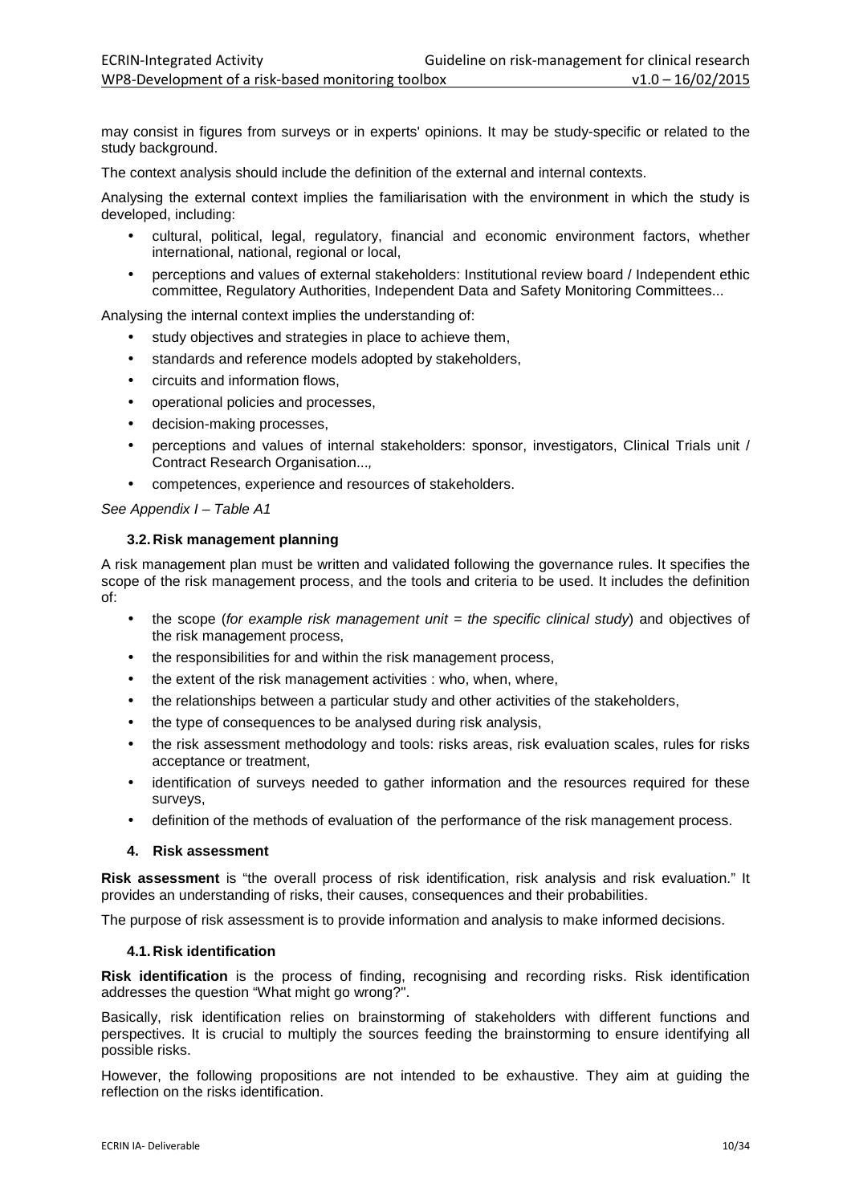may consist in figures from surveys or in experts' opinions. It may be study-specific or related to the study background.

The context analysis should include the definition of the external and internal contexts.

Analysing the external context implies the familiarisation with the environment in which the study is developed, including:

- cultural, political, legal, regulatory, financial and economic environment factors, whether international, national, regional or local,
- perceptions and values of external stakeholders: Institutional review board / Independent ethic committee, Regulatory Authorities, Independent Data and Safety Monitoring Committees...

Analysing the internal context implies the understanding of:

- study objectives and strategies in place to achieve them,
- standards and reference models adopted by stakeholders,
- circuits and information flows,
- operational policies and processes,
- decision-making processes,
- perceptions and values of internal stakeholders: sponsor, investigators, Clinical Trials unit / Contract Research Organisation...,
- competences, experience and resources of stakeholders.

*See Appendix I – Table A1*

### 3.2. Risk management planning

A risk management plan must be written and validated following the governance rules. It specifies the scope of the risk management process, and the tools and criteria to be used. It includes the definition of:

- the scope (*for example risk management unit = the specific clinical study*) and objectives of the risk management process,
- the responsibilities for and within the risk management process,
- the extent of the risk management activities : who, when, where,
- the relationships between a particular study and other activities of the stakeholders,
- the type of consequences to be analysed during risk analysis,
- the risk assessment methodology and tools: risks areas, risk evaluation scales, rules for risks acceptance or treatment,
- identification of surveys needed to gather information and the resources required for these surveys,
- definition of the methods of evaluation of the performance of the risk management process.

## 4. Risk assessment

**Risk assessment** is "the overall process of risk identification, risk analysis and risk evaluation." It provides an understanding of risks, their causes, consequences and their probabilities.

The purpose of risk assessment is to provide information and analysis to make informed decisions.

### 4.1. Risk identification

**Risk identification** is the process of finding, recognising and recording risks. Risk identification addresses the question "What might go wrong?".

Basically, risk identification relies on brainstorming of stakeholders with different functions and perspectives. It is crucial to multiply the sources feeding the brainstorming to ensure identifying all possible risks.

However, the following propositions are not intended to be exhaustive. They aim at guiding the reflection on the risks identification.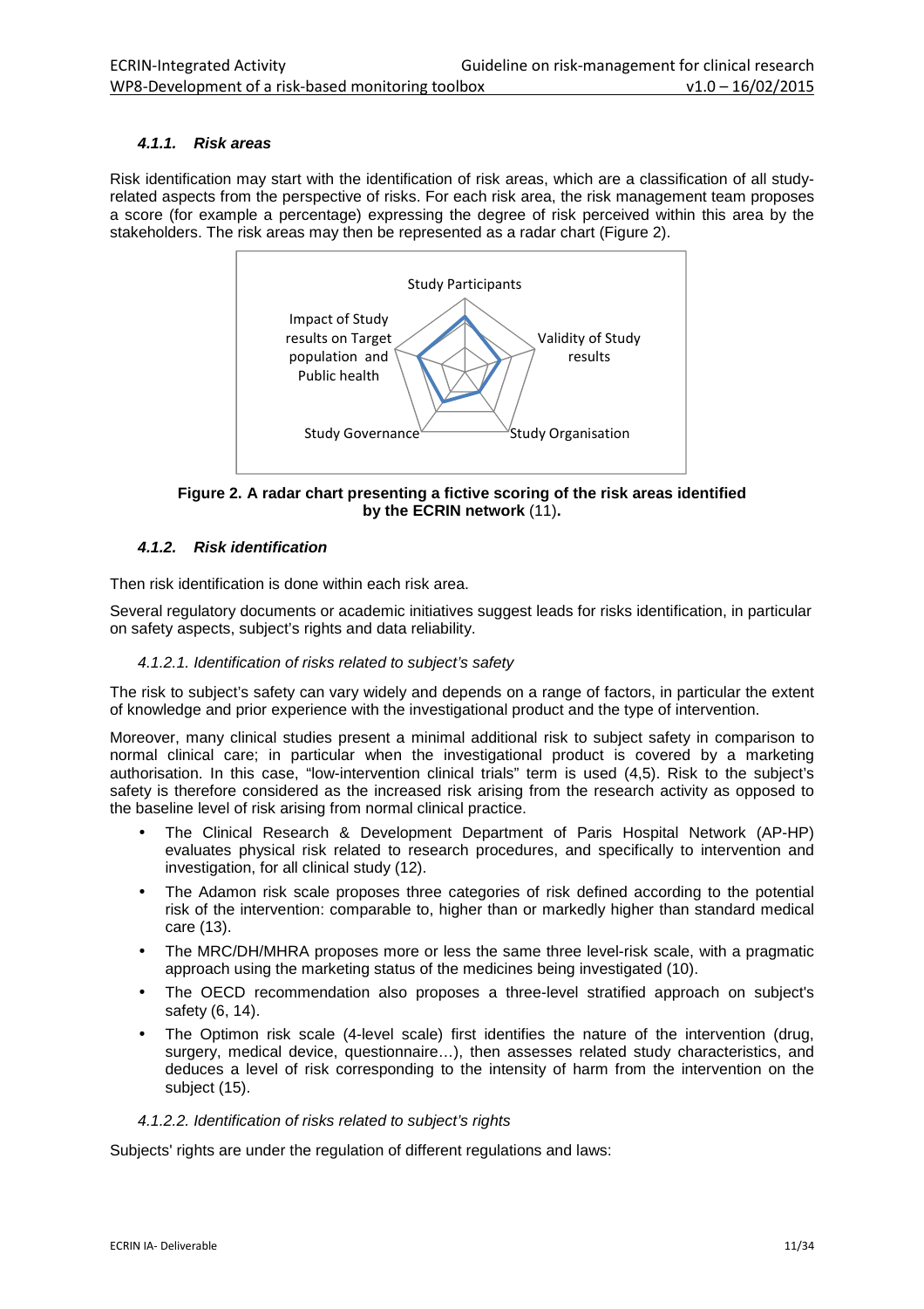#### 4.1.1. Risk areas

Risk identification may start with the identification of risk areas, which are a classification of all study-related aspects from the perspective of risks. For each risk area, the risk management team proposes a score (for example a percentage) expressing the degree of risk perceived within this area by the stakeholders. The risk areas may then be represented as a radar chart (Figure 2).

**Figure 2. A radar chart presenting a fictive scoring of the risk areas identified by the ECRIN network** (11)**.**

#### 4.1.2. Risk identification

Then risk identification is done within each risk area.

Several regulatory documents or academic initiatives suggest leads for risks identification, in particular on safety aspects, subject's rights and data reliability.

*4.1.2.1. Identification of risks related to subject's safety*

The risk to subject's safety can vary widely and depends on a range of factors, in particular the extent of knowledge and prior experience with the investigational product and the type of intervention.

Moreover, many clinical studies present a minimal additional risk to subject safety in comparison to normal clinical care; in particular when the investigational product is covered by a marketing authorisation. In this case, "low-intervention clinical trials" term is used (4,5). Risk to the subject's safety is therefore considered as the increased risk arising from the research activity as opposed to the baseline level of risk arising from normal clinical practice.

- The Clinical Research & Development Department of Paris Hospital Network (AP-HP) evaluates physical risk related to research procedures, and specifically to intervention and investigation, for all clinical study (12).
- The Adamon risk scale proposes three categories of risk defined according to the potential risk of the intervention: comparable to, higher than or markedly higher than standard medical care (13).
- The MRC/DH/MHRA proposes more or less the same three level-risk scale, with a pragmatic approach using the marketing status of the medicines being investigated (10).
- The OECD recommendation also proposes a three-level stratified approach on subject's safety (6, 14).
- The Optimon risk scale (4-level scale) first identifies the nature of the intervention (drug, surgery, medical device, questionnaire…), then assesses related study characteristics, and deduces a level of risk corresponding to the intensity of harm from the intervention on the subject (15).

*4.1.2.2. Identification of risks related to subject's rights*

Subjects' rights are under the regulation of different regulations and laws: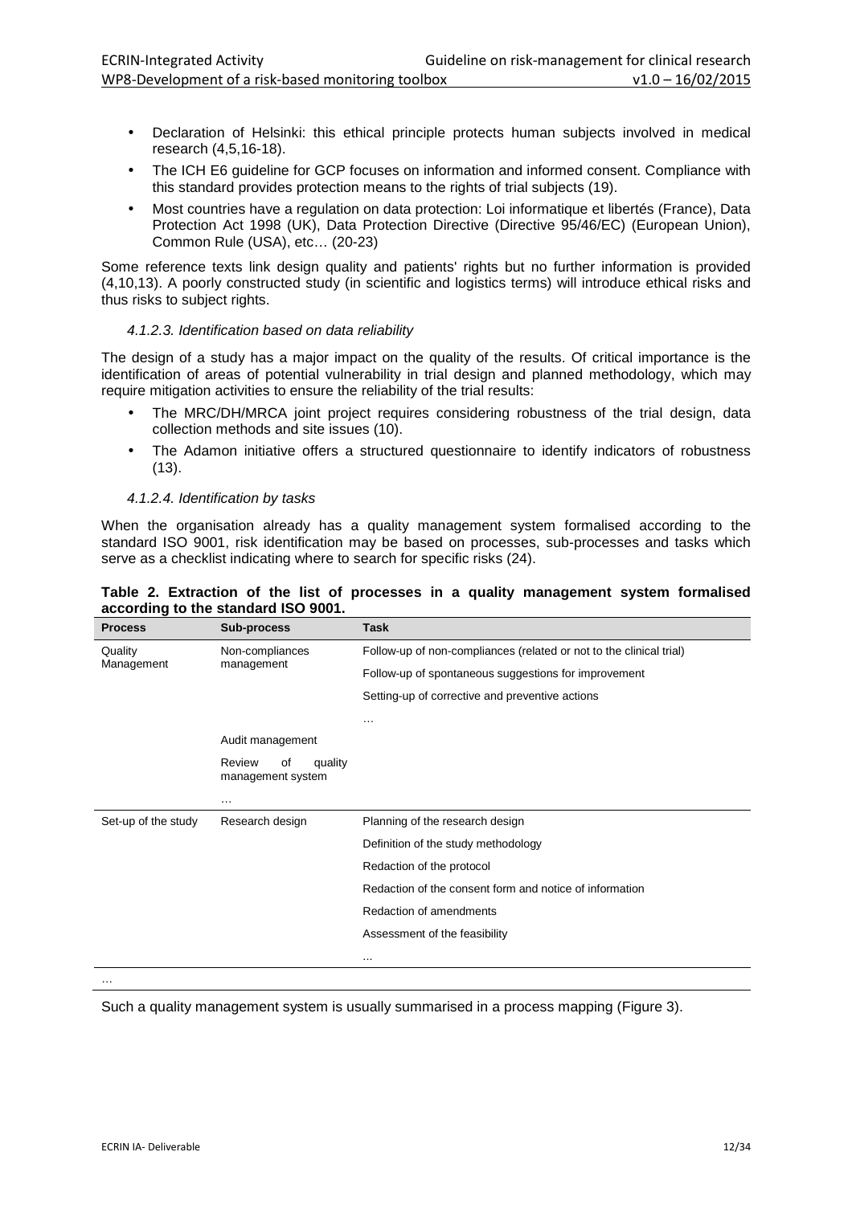- Declaration of Helsinki: this ethical principle protects human subjects involved in medical research (4,5,16-18).
- The ICH E6 guideline for GCP focuses on information and informed consent. Compliance with this standard provides protection means to the rights of trial subjects (19).
- Most countries have a regulation on data protection: Loi informatique et libertés (France), Data Protection Act 1998 (UK), Data Protection Directive (Directive 95/46/EC) (European Union), Common Rule (USA), etc… (20-23)

Some reference texts link design quality and patients' rights but no further information is provided (4,10,13). A poorly constructed study (in scientific and logistics terms) will introduce ethical risks and thus risks to subject rights.

#### *4.1.2.3. Identification based on data reliability*

The design of a study has a major impact on the quality of the results. Of critical importance is the identification of areas of potential vulnerability in trial design and planned methodology, which may require mitigation activities to ensure the reliability of the trial results:

- The MRC/DH/MRCA joint project requires considering robustness of the trial design, data collection methods and site issues (10).
- The Adamon initiative offers a structured questionnaire to identify indicators of robustness (13).

#### *4.1.2.4. Identification by tasks*

When the organisation already has a quality management system formalised according to the standard ISO 9001, risk identification may be based on processes, sub-processes and tasks which serve as a checklist indicating where to search for specific risks (24).

**Table 2. Extraction of the list of processes in a quality management system formalised according to the standard ISO 9001.**

| Process | Sub-process | Task |
|---|---|---|
| Quality Management | Non-compliances management | Follow-up of non-compliances (related or not to the clinical trial) |
| | | Follow-up of spontaneous suggestions for improvement |
| | | Setting-up of corrective and preventive actions |
| | | … |
| | Audit management | |
| | Review of quality management system | |
| | … | |
| Set-up of the study | Research design | Planning of the research design |
| | | Definition of the study methodology |
| | | Redaction of the protocol |
| | | Redaction of the consent form and notice of information |
| | | Redaction of amendments |
| | | Assessment of the feasibility |
| | | … |
| … | | |

Such a quality management system is usually summarised in a process mapping (Figure 3).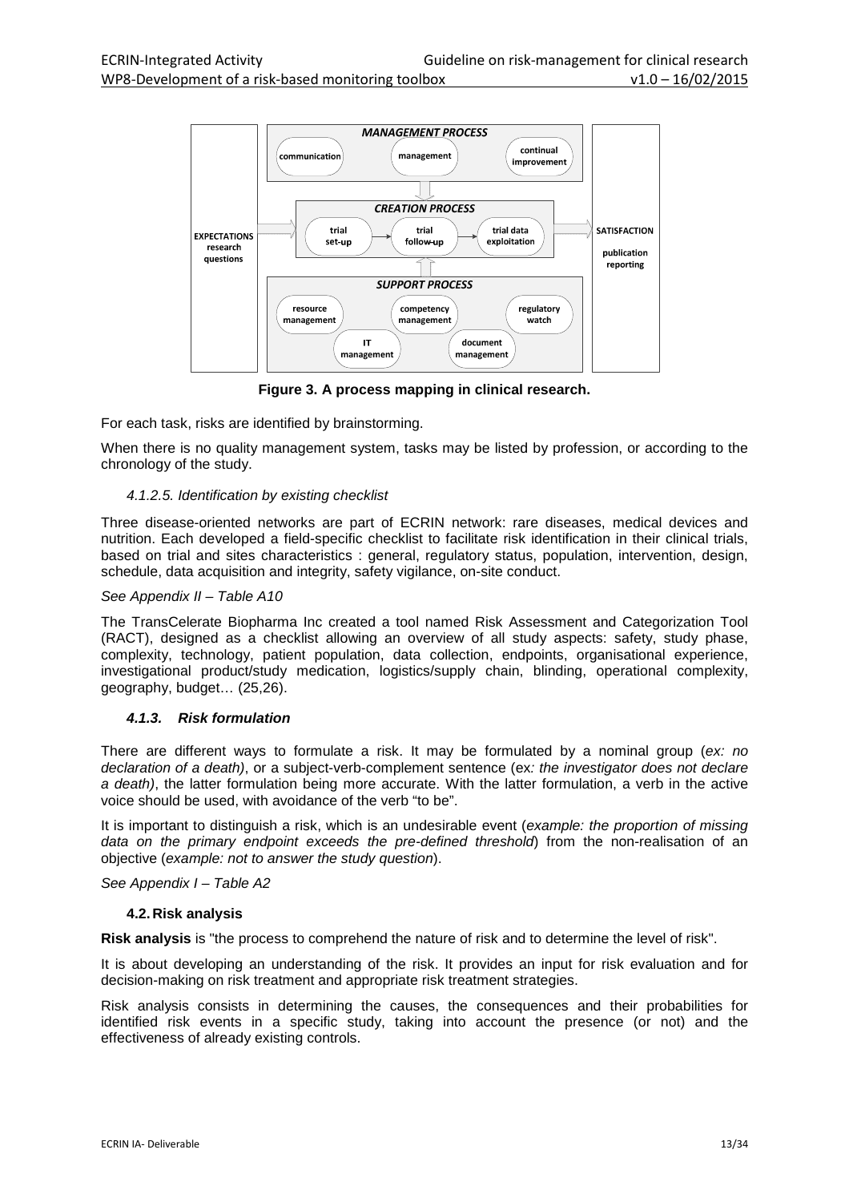**Figure 3. A process mapping in clinical research.**

For each task, risks are identified by brainstorming.

When there is no quality management system, tasks may be listed by profession, or according to the chronology of the study.

#### *4.1.2.5. Identification by existing checklist*

Three disease-oriented networks are part of ECRIN network: rare diseases, medical devices and nutrition. Each developed a field-specific checklist to facilitate risk identification in their clinical trials, based on trial and sites characteristics : general, regulatory status, population, intervention, design, schedule, data acquisition and integrity, safety vigilance, on-site conduct.

*See Appendix II – Table A10*

The TransCelerate Biopharma Inc created a tool named Risk Assessment and Categorization Tool (RACT), designed as a checklist allowing an overview of all study aspects: safety, study phase, complexity, technology, patient population, data collection, endpoints, organisational experience, investigational product/study medication, logistics/supply chain, blinding, operational complexity, geography, budget… (25,26).

### ***4.1.3. Risk formulation***

There are different ways to formulate a risk. It may be formulated by a nominal group (*ex: no declaration of a death)*, or a subject-verb-complement sentence (ex*: the investigator does not declare a death)*, the latter formulation being more accurate. With the latter formulation, a verb in the active voice should be used, with avoidance of the verb "to be".

It is important to distinguish a risk, which is an undesirable event (*example: the proportion of missing data on the primary endpoint exceeds the pre-defined threshold*) from the non-realisation of an objective (*example: not to answer the study question*).

*See Appendix I – Table A2*

### **4.2. Risk analysis**

**Risk analysis** is "the process to comprehend the nature of risk and to determine the level of risk".

It is about developing an understanding of the risk. It provides an input for risk evaluation and for decision-making on risk treatment and appropriate risk treatment strategies.

Risk analysis consists in determining the causes, the consequences and their probabilities for identified risk events in a specific study, taking into account the presence (or not) and the effectiveness of already existing controls.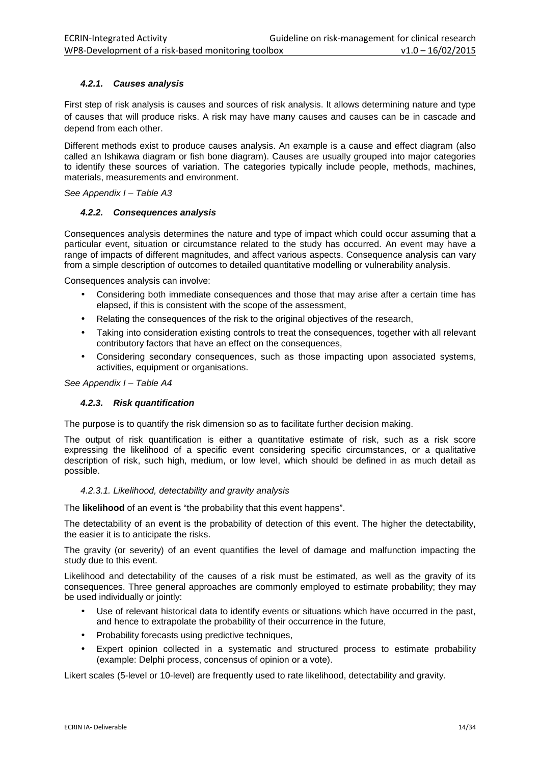#### *4.2.1. Causes analysis*

First step of risk analysis is causes and sources of risk analysis. It allows determining nature and type of causes that will produce risks. A risk may have many causes and causes can be in cascade and depend from each other.

Different methods exist to produce causes analysis. An example is a cause and effect diagram (also called an Ishikawa diagram or fish bone diagram). Causes are usually grouped into major categories to identify these sources of variation. The categories typically include people, methods, machines, materials, measurements and environment.

*See Appendix I – Table A3*

#### *4.2.2. Consequences analysis*

Consequences analysis determines the nature and type of impact which could occur assuming that a particular event, situation or circumstance related to the study has occurred. An event may have a range of impacts of different magnitudes, and affect various aspects. Consequence analysis can vary from a simple description of outcomes to detailed quantitative modelling or vulnerability analysis.

Consequences analysis can involve:

- Considering both immediate consequences and those that may arise after a certain time has elapsed, if this is consistent with the scope of the assessment,
- Relating the consequences of the risk to the original objectives of the research,
- Taking into consideration existing controls to treat the consequences, together with all relevant contributory factors that have an effect on the consequences,
- Considering secondary consequences, such as those impacting upon associated systems, activities, equipment or organisations.

*See Appendix I – Table A4*

#### *4.2.3. Risk quantification*

The purpose is to quantify the risk dimension so as to facilitate further decision making.

The output of risk quantification is either a quantitative estimate of risk, such as a risk score expressing the likelihood of a specific event considering specific circumstances, or a qualitative description of risk, such high, medium, or low level, which should be defined in as much detail as possible.

##### *4.2.3.1. Likelihood, detectability and gravity analysis*

The **likelihood** of an event is "the probability that this event happens".

The detectability of an event is the probability of detection of this event. The higher the detectability, the easier it is to anticipate the risks.

The gravity (or severity) of an event quantifies the level of damage and malfunction impacting the study due to this event.

Likelihood and detectability of the causes of a risk must be estimated, as well as the gravity of its consequences. Three general approaches are commonly employed to estimate probability; they may be used individually or jointly:

- Use of relevant historical data to identify events or situations which have occurred in the past, and hence to extrapolate the probability of their occurrence in the future,
- Probability forecasts using predictive techniques,
- Expert opinion collected in a systematic and structured process to estimate probability (example: Delphi process, concensus of opinion or a vote).

Likert scales (5-level or 10-level) are frequently used to rate likelihood, detectability and gravity.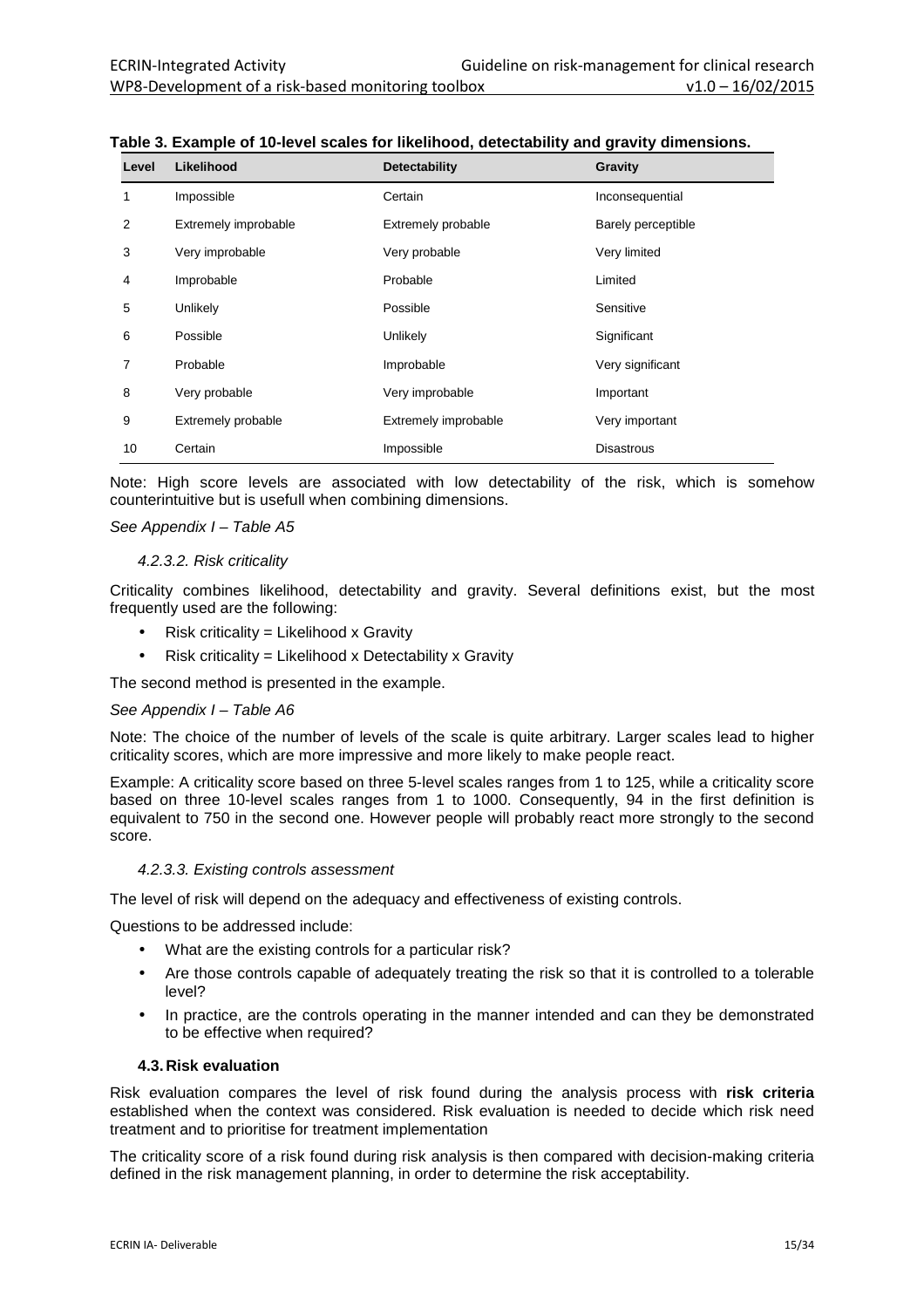**Table 3. Example of 10-level scales for likelihood, detectability and gravity dimensions.**

| Level | Likelihood | Detectability | Gravity |
|---|---|---|---|
| 1 | Impossible | Certain | Inconsequential |
| 2 | Extremely improbable | Extremely probable | Barely perceptible |
| 3 | Very improbable | Very probable | Very limited |
| 4 | Improbable | Probable | Limited |
| 5 | Unlikely | Possible | Sensitive |
| 6 | Possible | Unlikely | Significant |
| 7 | Probable | Improbable | Very significant |
| 8 | Very probable | Very improbable | Important |
| 9 | Extremely probable | Extremely improbable | Very important |
| 10 | Certain | Impossible | Disastrous |

Note: High score levels are associated with low detectability of the risk, which is somehow counterintuitive but is usefull when combining dimensions.

*See Appendix I – Table A5*

#### *4.2.3.2. Risk criticality*

Criticality combines likelihood, detectability and gravity. Several definitions exist, but the most frequently used are the following:

- Risk criticality = Likelihood x Gravity
- Risk criticality = Likelihood x Detectability x Gravity

The second method is presented in the example.

*See Appendix I – Table A6*

Note: The choice of the number of levels of the scale is quite arbitrary. Larger scales lead to higher criticality scores, which are more impressive and more likely to make people react.

Example: A criticality score based on three 5-level scales ranges from 1 to 125, while a criticality score based on three 10-level scales ranges from 1 to 1000. Consequently, 94 in the first definition is equivalent to 750 in the second one. However people will probably react more strongly to the second score.

#### *4.2.3.3. Existing controls assessment*

The level of risk will depend on the adequacy and effectiveness of existing controls.

Questions to be addressed include:

- What are the existing controls for a particular risk?
- Are those controls capable of adequately treating the risk so that it is controlled to a tolerable level?
- In practice, are the controls operating in the manner intended and can they be demonstrated to be effective when required?

### **4.3. Risk evaluation**

Risk evaluation compares the level of risk found during the analysis process with **risk criteria** established when the context was considered. Risk evaluation is needed to decide which risk need treatment and to prioritise for treatment implementation

The criticality score of a risk found during risk analysis is then compared with decision-making criteria defined in the risk management planning, in order to determine the risk acceptability.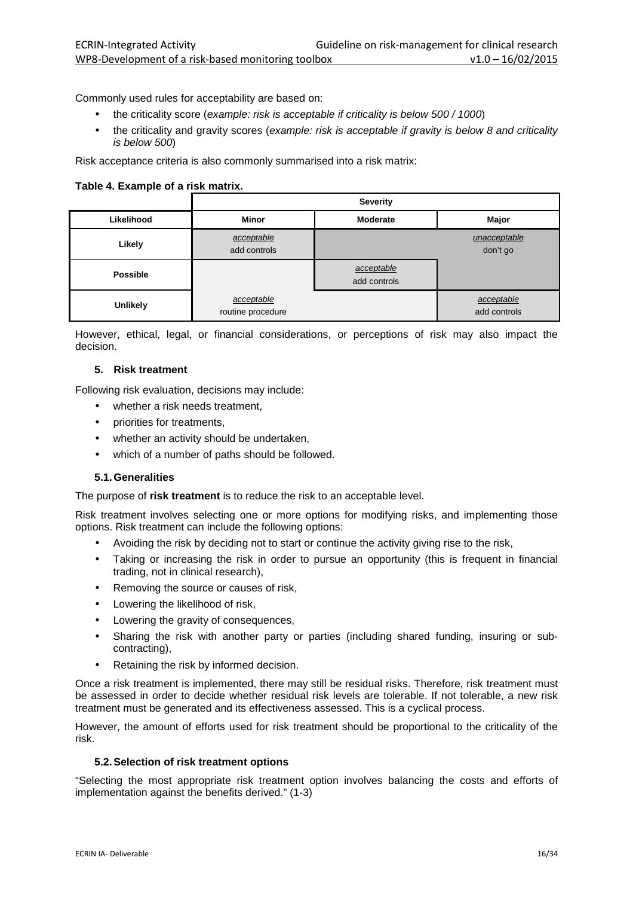Commonly used rules for acceptability are based on:

- the criticality score (*example: risk is acceptable if criticality is below 500 / 1000*)
- the criticality and gravity scores (*example: risk is acceptable if gravity is below 8 and criticality is below 500*)

Risk acceptance criteria is also commonly summarised into a risk matrix:

**Table 4. Example of a risk matrix.**

| | Severity | | |
|---|---|---|---|
| **Likelihood** | **Minor** | **Moderate** | **Major** |
| **Likely** | *acceptable* add controls | *unacceptable* don't go | |
| **Possible** | | *acceptable* add controls | |
| **Unlikely** | *acceptable* routine procedure | | *acceptable* add controls |

However, ethical, legal, or financial considerations, or perceptions of risk may also impact the decision.

### 5. Risk treatment

Following risk evaluation, decisions may include:

- whether a risk needs treatment,
- priorities for treatments,
- whether an activity should be undertaken,
- which of a number of paths should be followed.

#### 5.1. Generalities

The purpose of **risk treatment** is to reduce the risk to an acceptable level.

Risk treatment involves selecting one or more options for modifying risks, and implementing those options. Risk treatment can include the following options:

- Avoiding the risk by deciding not to start or continue the activity giving rise to the risk,
- Taking or increasing the risk in order to pursue an opportunity (this is frequent in financial trading, not in clinical research),
- Removing the source or causes of risk,
- Lowering the likelihood of risk,
- Lowering the gravity of consequences,
- Sharing the risk with another party or parties (including shared funding, insuring or sub-contracting),
- Retaining the risk by informed decision.

Once a risk treatment is implemented, there may still be residual risks. Therefore, risk treatment must be assessed in order to decide whether residual risk levels are tolerable. If not tolerable, a new risk treatment must be generated and its effectiveness assessed. This is a cyclical process.

However, the amount of efforts used for risk treatment should be proportional to the criticality of the risk.

#### 5.2. Selection of risk treatment options

"Selecting the most appropriate risk treatment option involves balancing the costs and efforts of implementation against the benefits derived." (1-3)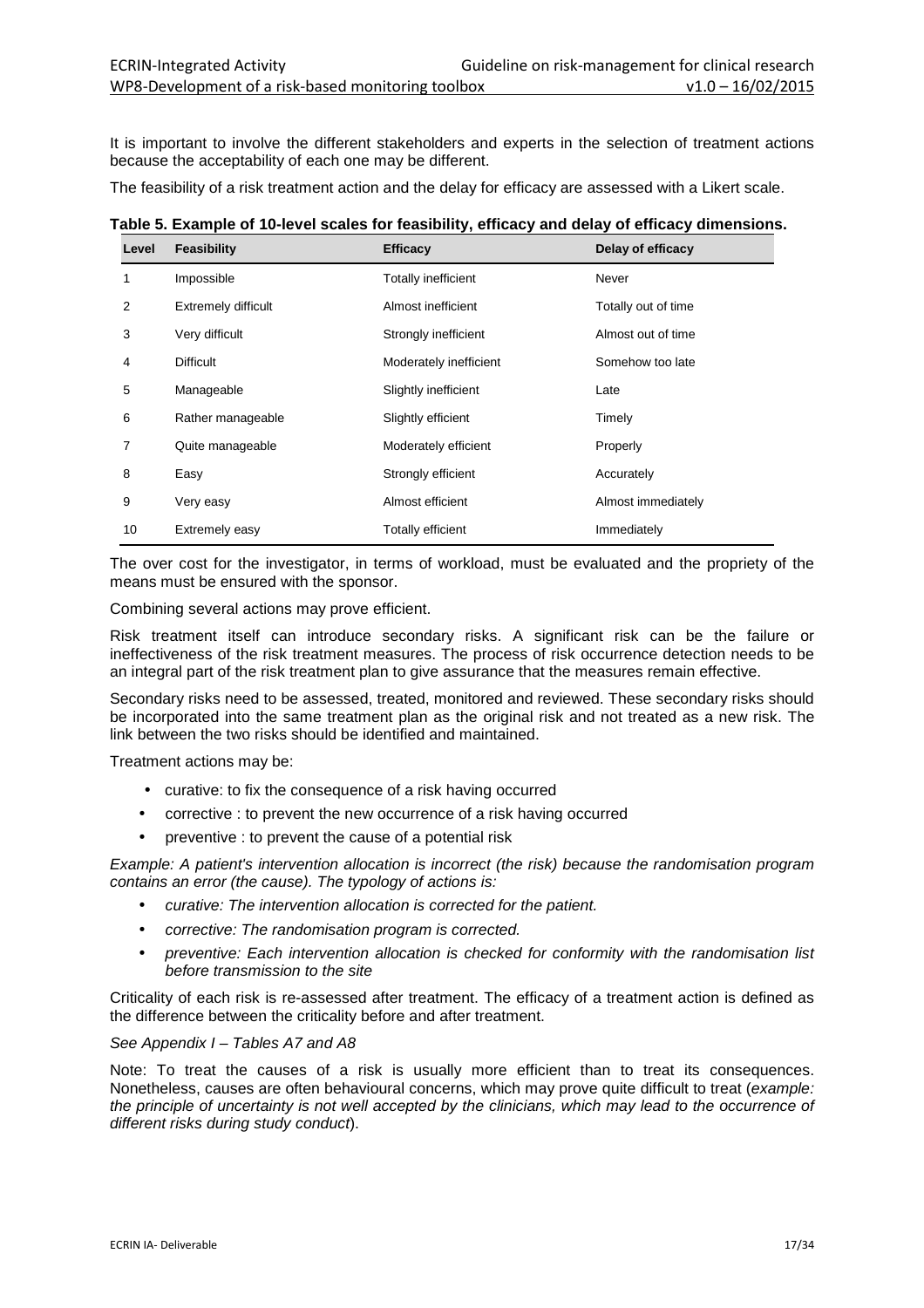It is important to involve the different stakeholders and experts in the selection of treatment actions because the acceptability of each one may be different.

The feasibility of a risk treatment action and the delay for efficacy are assessed with a Likert scale.

**Table 5. Example of 10-level scales for feasibility, efficacy and delay of efficacy dimensions.**

| Level | Feasibility | Efficacy | Delay of efficacy |
|---|---|---|---|
| 1 | Impossible | Totally inefficient | Never |
| 2 | Extremely difficult | Almost inefficient | Totally out of time |
| 3 | Very difficult | Strongly inefficient | Almost out of time |
| 4 | Difficult | Moderately inefficient | Somehow too late |
| 5 | Manageable | Slightly inefficient | Late |
| 6 | Rather manageable | Slightly efficient | Timely |
| 7 | Quite manageable | Moderately efficient | Properly |
| 8 | Easy | Strongly efficient | Accurately |
| 9 | Very easy | Almost efficient | Almost immediately |
| 10 | Extremely easy | Totally efficient | Immediately |

The over cost for the investigator, in terms of workload, must be evaluated and the propriety of the means must be ensured with the sponsor.

Combining several actions may prove efficient.

Risk treatment itself can introduce secondary risks. A significant risk can be the failure or ineffectiveness of the risk treatment measures. The process of risk occurrence detection needs to be an integral part of the risk treatment plan to give assurance that the measures remain effective.

Secondary risks need to be assessed, treated, monitored and reviewed. These secondary risks should be incorporated into the same treatment plan as the original risk and not treated as a new risk. The link between the two risks should be identified and maintained.

Treatment actions may be:

- curative: to fix the consequence of a risk having occurred
- corrective : to prevent the new occurrence of a risk having occurred
- preventive : to prevent the cause of a potential risk

*Example: A patient's intervention allocation is incorrect (the risk) because the randomisation program contains an error (the cause). The typology of actions is:*

- *curative: The intervention allocation is corrected for the patient.*
- *corrective: The randomisation program is corrected.*
- *preventive: Each intervention allocation is checked for conformity with the randomisation list before transmission to the site*

Criticality of each risk is re-assessed after treatment. The efficacy of a treatment action is defined as the difference between the criticality before and after treatment.

*See Appendix I – Tables A7 and A8*

Note: To treat the causes of a risk is usually more efficient than to treat its consequences. Nonetheless, causes are often behavioural concerns, which may prove quite difficult to treat (*example: the principle of uncertainty is not well accepted by the clinicians, which may lead to the occurrence of different risks during study conduct*).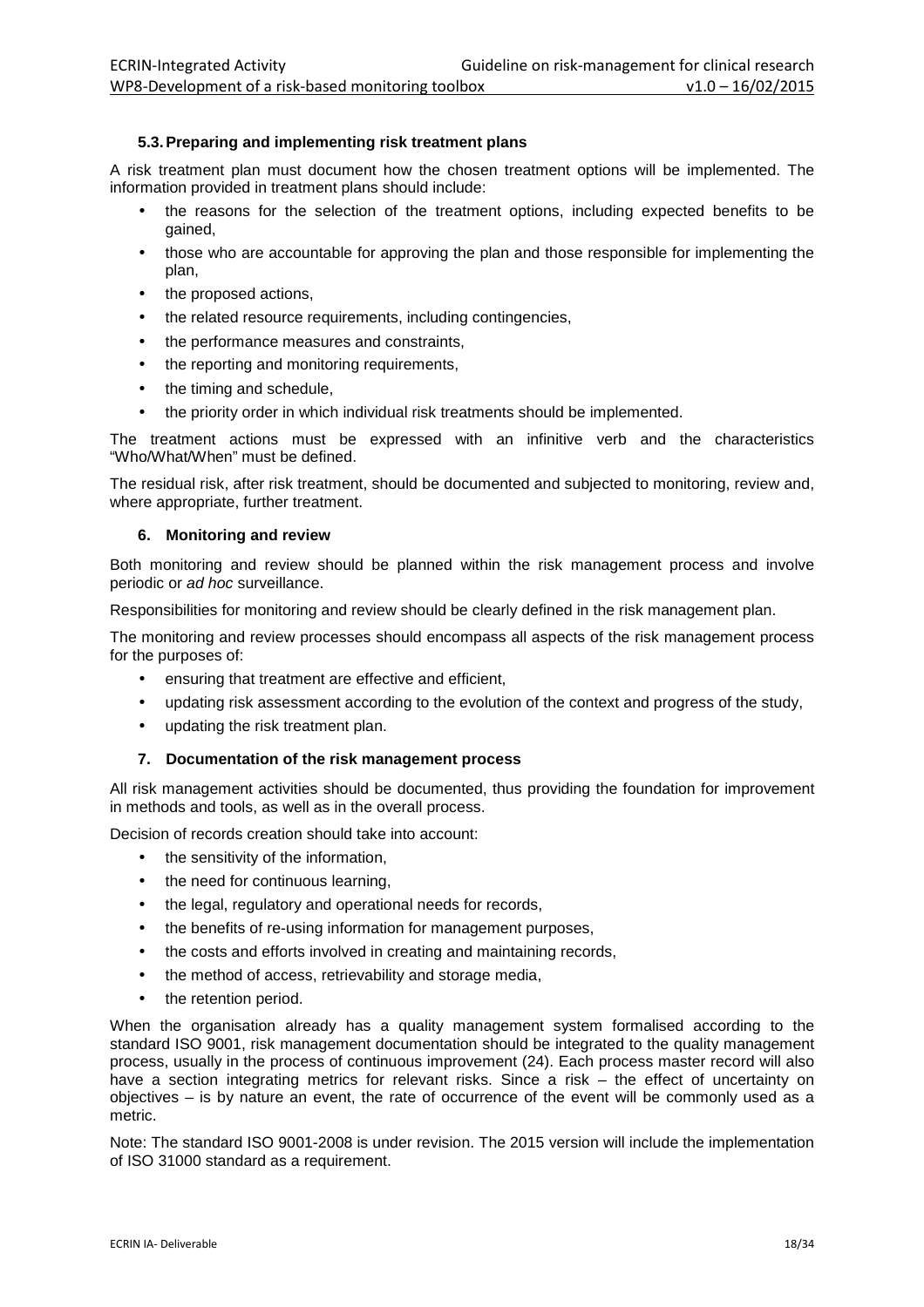### 5.3. Preparing and implementing risk treatment plans

A risk treatment plan must document how the chosen treatment options will be implemented. The information provided in treatment plans should include:

- the reasons for the selection of the treatment options, including expected benefits to be gained,
- those who are accountable for approving the plan and those responsible for implementing the plan,
- the proposed actions,
- the related resource requirements, including contingencies,
- the performance measures and constraints,
- the reporting and monitoring requirements,
- the timing and schedule,
- the priority order in which individual risk treatments should be implemented.

The treatment actions must be expressed with an infinitive verb and the characteristics "Who/What/When" must be defined.

The residual risk, after risk treatment, should be documented and subjected to monitoring, review and, where appropriate, further treatment.

## 6. Monitoring and review

Both monitoring and review should be planned within the risk management process and involve periodic or *ad hoc* surveillance.

Responsibilities for monitoring and review should be clearly defined in the risk management plan.

The monitoring and review processes should encompass all aspects of the risk management process for the purposes of:

- ensuring that treatment are effective and efficient,
- updating risk assessment according to the evolution of the context and progress of the study,
- updating the risk treatment plan.

## 7. Documentation of the risk management process

All risk management activities should be documented, thus providing the foundation for improvement in methods and tools, as well as in the overall process.

Decision of records creation should take into account:

- the sensitivity of the information,
- the need for continuous learning,
- the legal, regulatory and operational needs for records,
- the benefits of re-using information for management purposes,
- the costs and efforts involved in creating and maintaining records,
- the method of access, retrievability and storage media,
- the retention period.

When the organisation already has a quality management system formalised according to the standard ISO 9001, risk management documentation should be integrated to the quality management process, usually in the process of continuous improvement (24). Each process master record will also have a section integrating metrics for relevant risks. Since a risk – the effect of uncertainty on objectives – is by nature an event, the rate of occurrence of the event will be commonly used as a metric.

Note: The standard ISO 9001-2008 is under revision. The 2015 version will include the implementation of ISO 31000 standard as a requirement.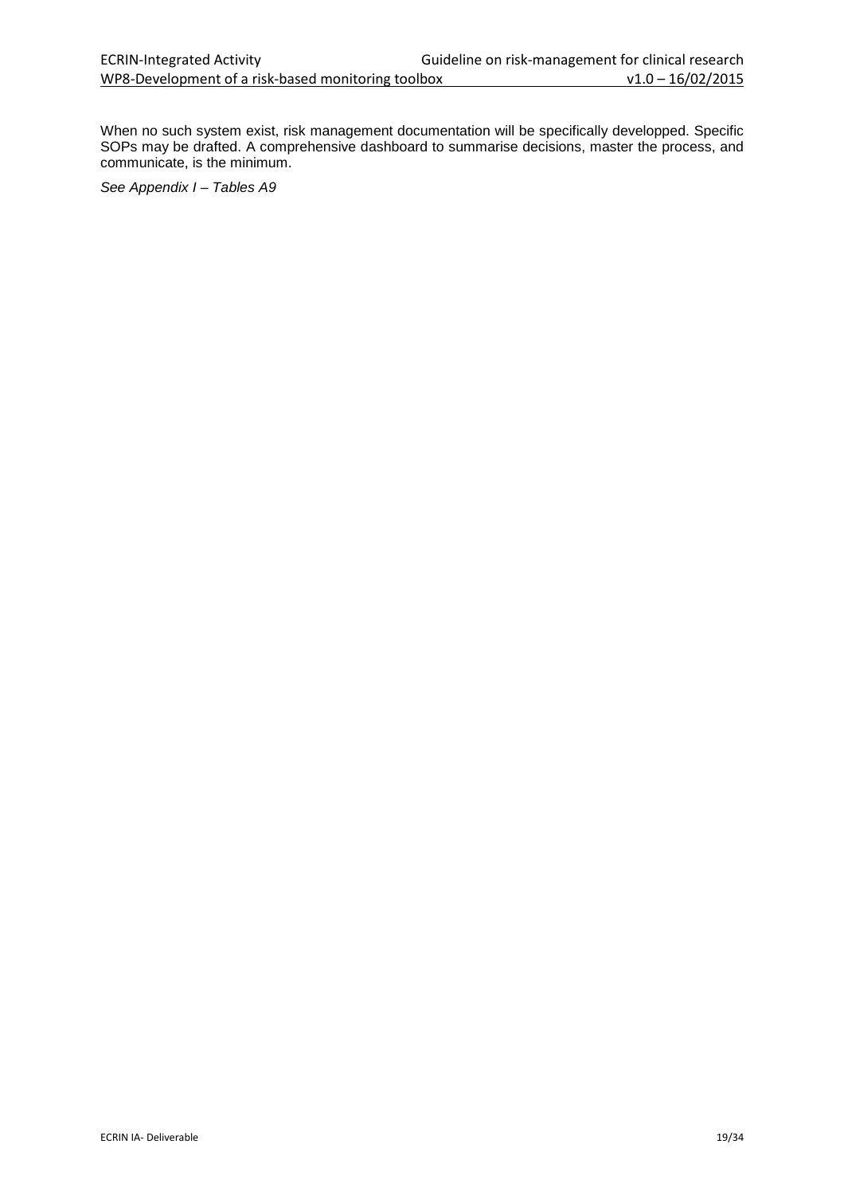When no such system exist, risk management documentation will be specifically developped. Specific SOPs may be drafted. A comprehensive dashboard to summarise decisions, master the process, and communicate, is the minimum.

*See Appendix I – Tables A9*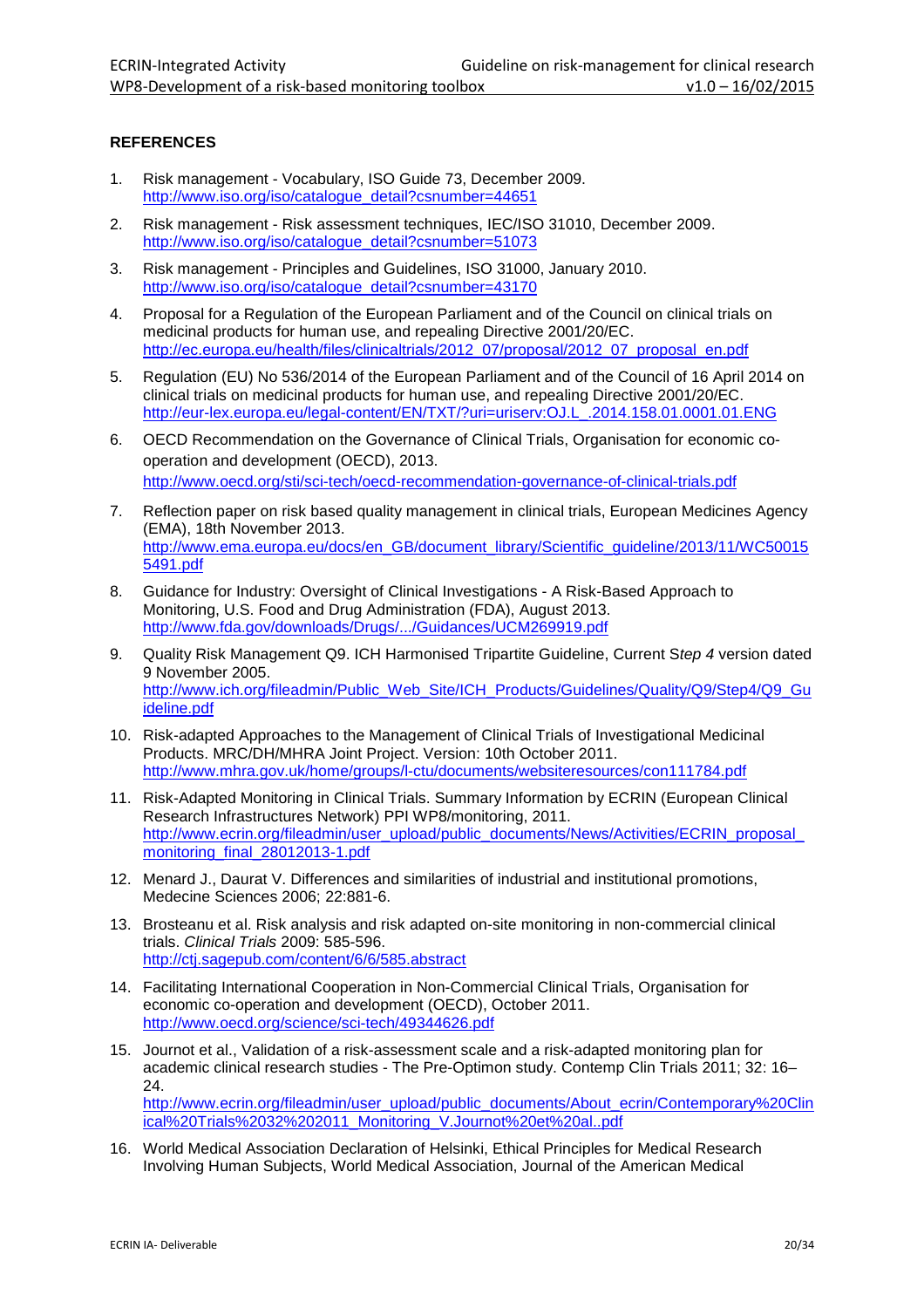**REFERENCES**

1. Risk management - Vocabulary, ISO Guide 73, December 2009. http://www.iso.org/iso/catalogue_detail?csnumber=44651

2. Risk management - Risk assessment techniques, IEC/ISO 31010, December 2009. http://www.iso.org/iso/catalogue_detail?csnumber=51073

3. Risk management - Principles and Guidelines, ISO 31000, January 2010. http://www.iso.org/iso/catalogue_detail?csnumber=43170

4. Proposal for a Regulation of the European Parliament and of the Council on clinical trials on medicinal products for human use, and repealing Directive 2001/20/EC. http://ec.europa.eu/health/files/clinicaltrials/2012_07/proposal/2012_07_proposal_en.pdf

5. Regulation (EU) No 536/2014 of the European Parliament and of the Council of 16 April 2014 on clinical trials on medicinal products for human use, and repealing Directive 2001/20/EC. http://eur-lex.europa.eu/legal-content/EN/TXT/?uri=uriserv:OJ.L_.2014.158.01.0001.01.ENG

6. OECD Recommendation on the Governance of Clinical Trials, Organisation for economic co-operation and development (OECD), 2013. http://www.oecd.org/sti/sci-tech/oecd-recommendation-governance-of-clinical-trials.pdf

7. Reflection paper on risk based quality management in clinical trials, European Medicines Agency (EMA), 18th November 2013. http://www.ema.europa.eu/docs/en_GB/document_library/Scientific_guideline/2013/11/WC500155491.pdf

8. Guidance for Industry: Oversight of Clinical Investigations - A Risk-Based Approach to Monitoring, U.S. Food and Drug Administration (FDA), August 2013. http://www.fda.gov/downloads/Drugs/.../Guidances/UCM269919.pdf

9. Quality Risk Management Q9. ICH Harmonised Tripartite Guideline, Current S*tep 4* version dated 9 November 2005. http://www.ich.org/fileadmin/Public_Web_Site/ICH_Products/Guidelines/Quality/Q9/Step4/Q9_Guideline.pdf

10. Risk-adapted Approaches to the Management of Clinical Trials of Investigational Medicinal Products. MRC/DH/MHRA Joint Project. Version: 10th October 2011. http://www.mhra.gov.uk/home/groups/l-ctu/documents/websiteresources/con111784.pdf

11. Risk-Adapted Monitoring in Clinical Trials. Summary Information by ECRIN (European Clinical Research Infrastructures Network) PPI WP8/monitoring, 2011. http://www.ecrin.org/fileadmin/user_upload/public_documents/News/Activities/ECRIN_proposal_monitoring_final_28012013-1.pdf

12. Menard J., Daurat V. Differences and similarities of industrial and institutional promotions, Medecine Sciences 2006; 22:881-6.

13. Brosteanu et al. Risk analysis and risk adapted on-site monitoring in non-commercial clinical trials. *Clinical Trials* 2009: 585-596. http://ctj.sagepub.com/content/6/6/585.abstract

14. Facilitating International Cooperation in Non-Commercial Clinical Trials, Organisation for economic co-operation and development (OECD), October 2011. http://www.oecd.org/science/sci-tech/49344626.pdf

15. Journot et al., Validation of a risk-assessment scale and a risk-adapted monitoring plan for academic clinical research studies - The Pre-Optimon study. Contemp Clin Trials 2011; 32: 16–24. http://www.ecrin.org/fileadmin/user_upload/public_documents/About_ecrin/Contemporary%20Clinical%20Trials%2032%202011_Monitoring_V.Journot%20et%20al..pdf

16. World Medical Association Declaration of Helsinki, Ethical Principles for Medical Research Involving Human Subjects, World Medical Association, Journal of the American Medical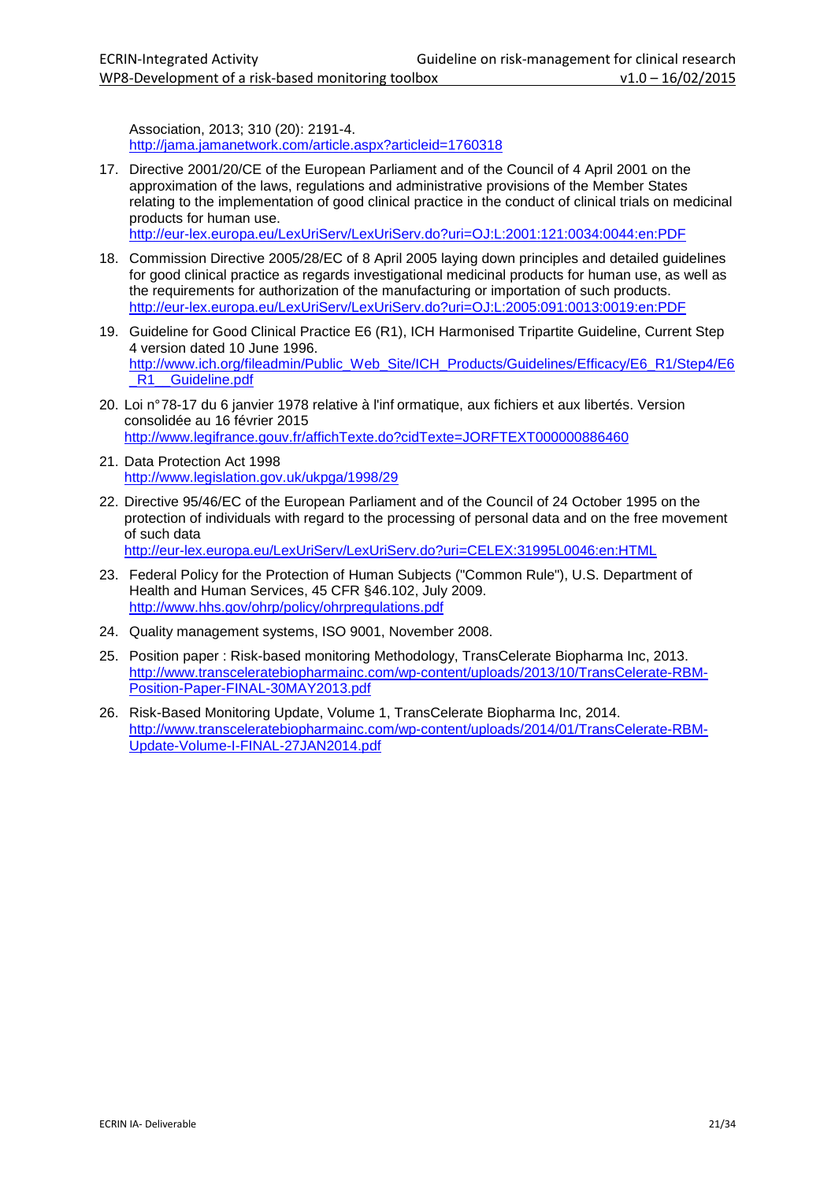Association, 2013; 310 (20): 2191-4.
http://jama.jamanetwork.com/article.aspx?articleid=1760318

17. Directive 2001/20/CE of the European Parliament and of the Council of 4 April 2001 on the approximation of the laws, regulations and administrative provisions of the Member States relating to the implementation of good clinical practice in the conduct of clinical trials on medicinal products for human use.
http://eur-lex.europa.eu/LexUriServ/LexUriServ.do?uri=OJ:L:2001:121:0034:0044:en:PDF

18. Commission Directive 2005/28/EC of 8 April 2005 laying down principles and detailed guidelines for good clinical practice as regards investigational medicinal products for human use, as well as the requirements for authorization of the manufacturing or importation of such products.
http://eur-lex.europa.eu/LexUriServ/LexUriServ.do?uri=OJ:L:2005:091:0013:0019:en:PDF

19. Guideline for Good Clinical Practice E6 (R1), ICH Harmonised Tripartite Guideline, Current Step 4 version dated 10 June 1996.
http://www.ich.org/fileadmin/Public_Web_Site/ICH_Products/Guidelines/Efficacy/E6_R1/Step4/E6_R1__Guideline.pdf

20. Loi n°78-17 du 6 janvier 1978 relative à l'informatique, aux fichiers et aux libertés. Version consolidée au 16 février 2015
http://www.legifrance.gouv.fr/affichTexte.do?cidTexte=JORFTEXT000000886460

21. Data Protection Act 1998
http://www.legislation.gov.uk/ukpga/1998/29

22. Directive 95/46/EC of the European Parliament and of the Council of 24 October 1995 on the protection of individuals with regard to the processing of personal data and on the free movement of such data
http://eur-lex.europa.eu/LexUriServ/LexUriServ.do?uri=CELEX:31995L0046:en:HTML

23. Federal Policy for the Protection of Human Subjects ("Common Rule"), U.S. Department of Health and Human Services, 45 CFR §46.102, July 2009.
http://www.hhs.gov/ohrp/policy/ohrpregulations.pdf

24. Quality management systems, ISO 9001, November 2008.

25. Position paper : Risk-based monitoring Methodology, TransCelerate Biopharma Inc, 2013.
http://www.transceleratebiopharmainc.com/wp-content/uploads/2013/10/TransCelerate-RBM-Position-Paper-FINAL-30MAY2013.pdf

26. Risk-Based Monitoring Update, Volume 1, TransCelerate Biopharma Inc, 2014.
http://www.transceleratebiopharmainc.com/wp-content/uploads/2014/01/TransCelerate-RBM-Update-Volume-I-FINAL-27JAN2014.pdf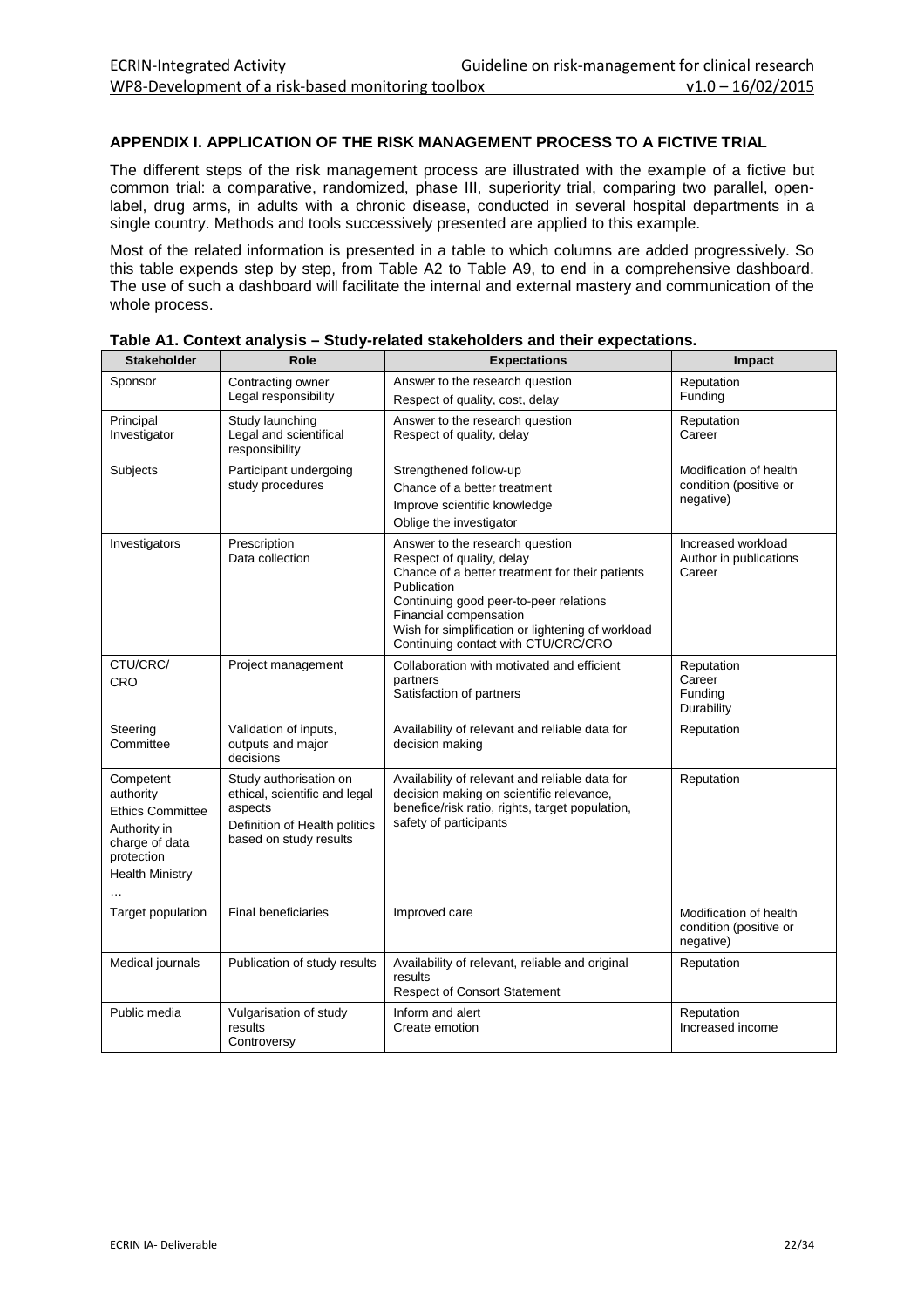## APPENDIX I. APPLICATION OF THE RISK MANAGEMENT PROCESS TO A FICTIVE TRIAL

The different steps of the risk management process are illustrated with the example of a fictive but common trial: a comparative, randomized, phase III, superiority trial, comparing two parallel, open-label, drug arms, in adults with a chronic disease, conducted in several hospital departments in a single country. Methods and tools successively presented are applied to this example.

Most of the related information is presented in a table to which columns are added progressively. So this table expends step by step, from Table A2 to Table A9, to end in a comprehensive dashboard. The use of such a dashboard will facilitate the internal and external mastery and communication of the whole process.

**Table A1. Context analysis – Study-related stakeholders and their expectations.**

| Stakeholder | Role | Expectations | Impact |
|---|---|---|---|
| Sponsor | Contracting owner<br>Legal responsibility | Answer to the research question<br>Respect of quality, cost, delay | Reputation<br>Funding |
| Principal Investigator | Study launching<br>Legal and scientifical responsibility | Answer to the research question<br>Respect of quality, delay | Reputation<br>Career |
| Subjects | Participant undergoing study procedures | Strengthened follow-up<br>Chance of a better treatment<br>Improve scientific knowledge<br>Oblige the investigator | Modification of health condition (positive or negative) |
| Investigators | Prescription<br>Data collection | Answer to the research question<br>Respect of quality, delay<br>Chance of a better treatment for their patients<br>Publication<br>Continuing good peer-to-peer relations<br>Financial compensation<br>Wish for simplification or lightening of workload<br>Continuing contact with CTU/CRC/CRO | Increased workload<br>Author in publications<br>Career |
| CTU/CRC/ CRO | Project management | Collaboration with motivated and efficient partners<br>Satisfaction of partners | Reputation<br>Career<br>Funding<br>Durability |
| Steering Committee | Validation of inputs, outputs and major decisions | Availability of relevant and reliable data for decision making | Reputation |
| Competent authority<br>Ethics Committee<br>Authority in charge of data protection<br>Health Ministry<br>… | Study authorisation on ethical, scientific and legal aspects<br>Definition of Health politics based on study results | Availability of relevant and reliable data for decision making on scientific relevance, benefice/risk ratio, rights, target population, safety of participants | Reputation |
| Target population | Final beneficiaries | Improved care | Modification of health condition (positive or negative) |
| Medical journals | Publication of study results | Availability of relevant, reliable and original results<br>Respect of Consort Statement | Reputation |
| Public media | Vulgarisation of study results<br>Controversy | Inform and alert<br>Create emotion | Reputation<br>Increased income |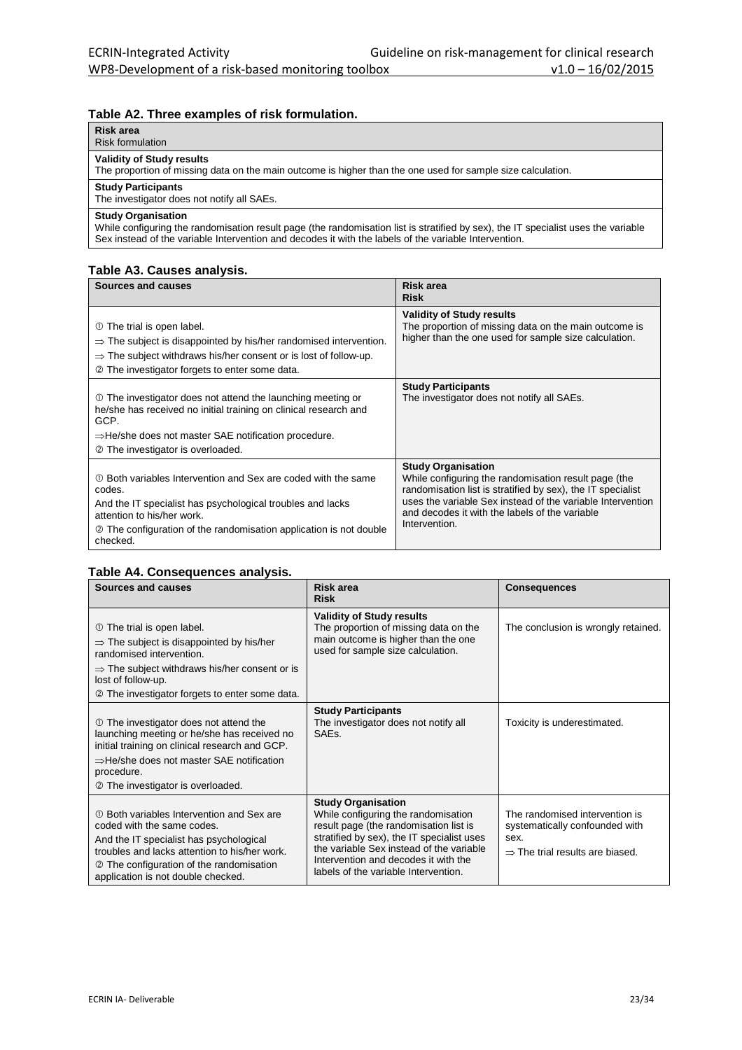**Table A2. Three examples of risk formulation.**

| **Risk area**<br>Risk formulation |
|---|
| **Validity of Study results**<br>The proportion of missing data on the main outcome is higher than the one used for sample size calculation. |
| **Study Participants**<br>The investigator does not notify all SAEs. |
| **Study Organisation**<br>While configuring the randomisation result page (the randomisation list is stratified by sex), the IT specialist uses the variable Sex instead of the variable Intervention and decodes it with the labels of the variable Intervention. |

**Table A3. Causes analysis.**

| Sources and causes | Risk area<br>Risk |
|---|---|
| ① The trial is open label.<br>⇒ The subject is disappointed by his/her randomised intervention.<br>⇒ The subject withdraws his/her consent or is lost of follow-up.<br>② The investigator forgets to enter some data. | **Validity of Study results**<br>The proportion of missing data on the main outcome is higher than the one used for sample size calculation. |
| ① The investigator does not attend the launching meeting or he/she has received no initial training on clinical research and GCP.<br>⇒He/she does not master SAE notification procedure.<br>② The investigator is overloaded. | **Study Participants**<br>The investigator does not notify all SAEs. |
| ① Both variables Intervention and Sex are coded with the same codes.<br>And the IT specialist has psychological troubles and lacks attention to his/her work.<br>② The configuration of the randomisation application is not double checked. | **Study Organisation**<br>While configuring the randomisation result page (the randomisation list is stratified by sex), the IT specialist uses the variable Sex instead of the variable Intervention and decodes it with the labels of the variable Intervention. |

**Table A4. Consequences analysis.**

| Sources and causes | Risk area<br>Risk | Consequences |
|---|---|---|
| ① The trial is open label.<br>⇒ The subject is disappointed by his/her randomised intervention.<br>⇒ The subject withdraws his/her consent or is lost of follow-up.<br>② The investigator forgets to enter some data. | **Validity of Study results**<br>The proportion of missing data on the main outcome is higher than the one used for sample size calculation. | The conclusion is wrongly retained. |
| ① The investigator does not attend the launching meeting or he/she has received no initial training on clinical research and GCP.<br>⇒He/she does not master SAE notification procedure.<br>② The investigator is overloaded. | **Study Participants**<br>The investigator does not notify all SAEs. | Toxicity is underestimated. |
| ① Both variables Intervention and Sex are coded with the same codes.<br>And the IT specialist has psychological troubles and lacks attention to his/her work.<br>② The configuration of the randomisation application is not double checked. | **Study Organisation**<br>While configuring the randomisation result page (the randomisation list is stratified by sex), the IT specialist uses the variable Sex instead of the variable Intervention and decodes it with the labels of the variable Intervention. | The randomised intervention is systematically confounded with sex.<br>⇒ The trial results are biased. |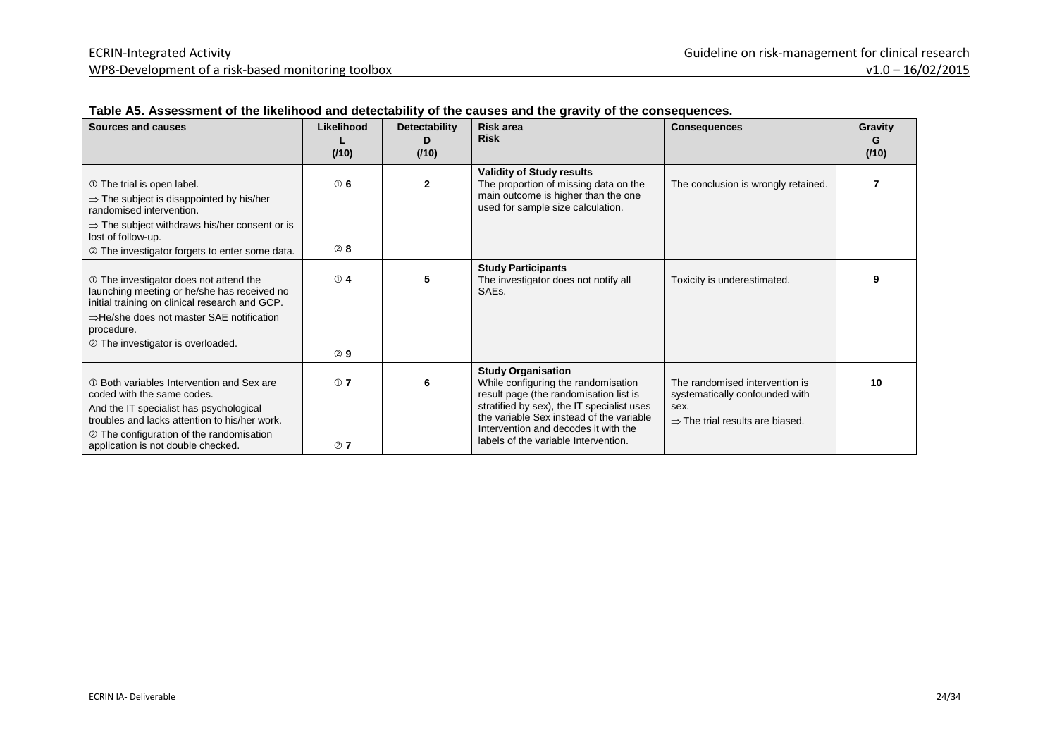**Table A5. Assessment of the likelihood and detectability of the causes and the gravity of the consequences.**

| Sources and causes | Likelihood L (/10) | Detectability D (/10) | Risk area Risk | Consequences | Gravity G (/10) |
|---|---|---|---|---|---|
| ① The trial is open label.<br>⇒ The subject is disappointed by his/her randomised intervention.<br>⇒ The subject withdraws his/her consent or is lost of follow-up.<br>② The investigator forgets to enter some data. | ① **6**<br>② **8** | **2** | **Validity of Study results**<br>The proportion of missing data on the main outcome is higher than the one used for sample size calculation. | The conclusion is wrongly retained. | **7** |
| ① The investigator does not attend the launching meeting or he/she has received no initial training on clinical research and GCP.<br>⇒He/she does not master SAE notification procedure.<br>② The investigator is overloaded. | ① **4**<br>② **9** | **5** | **Study Participants**<br>The investigator does not notify all SAEs. | Toxicity is underestimated. | **9** |
| ① Both variables Intervention and Sex are coded with the same codes.<br>And the IT specialist has psychological troubles and lacks attention to his/her work.<br>② The configuration of the randomisation application is not double checked. | ① **7**<br>② **7** | **6** | **Study Organisation**<br>While configuring the randomisation result page (the randomisation list is stratified by sex), the IT specialist uses the variable Sex instead of the variable Intervention and decodes it with the labels of the variable Intervention. | The randomised intervention is systematically confounded with sex.<br>⇒ The trial results are biased. | **10** |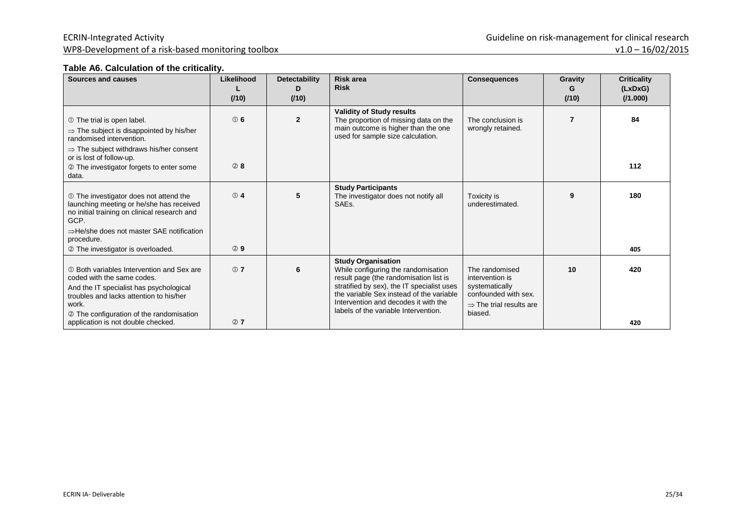**Table A6. Calculation of the criticality.**

| Sources and causes | Likelihood L (/10) | Detectability D (/10) | Risk area Risk | Consequences | Gravity G (/10) | Criticality (LxDxG) (/1.000) |
|---|---|---|---|---|---|---|
| ① The trial is open label.<br>⇒ The subject is disappointed by his/her randomised intervention.<br>⇒ The subject withdraws his/her consent or is lost of follow-up.<br>② The investigator forgets to enter some data. | ① 6<br><br>② 8 | 2 | **Validity of Study results**<br>The proportion of missing data on the main outcome is higher than the one used for sample size calculation. | The conclusion is wrongly retained. | 7 | 84<br><br>112 |
| ① The investigator does not attend the launching meeting or he/she has received no initial training on clinical research and GCP.<br>⇒He/she does not master SAE notification procedure.<br>② The investigator is overloaded. | ① 4<br><br>② 9 | 5 | **Study Participants**<br>The investigator does not notify all SAEs. | Toxicity is underestimated. | 9 | 180<br><br>405 |
| ① Both variables Intervention and Sex are coded with the same codes.<br>And the IT specialist has psychological troubles and lacks attention to his/her work.<br>② The configuration of the randomisation application is not double checked. | ① 7<br><br>② 7 | 6 | **Study Organisation**<br>While configuring the randomisation result page (the randomisation list is stratified by sex), the IT specialist uses the variable Sex instead of the variable Intervention and decodes it with the labels of the variable Intervention. | The randomised intervention is systematically confounded with sex.<br>⇒ The trial results are biased. | 10 | 420<br><br>420 |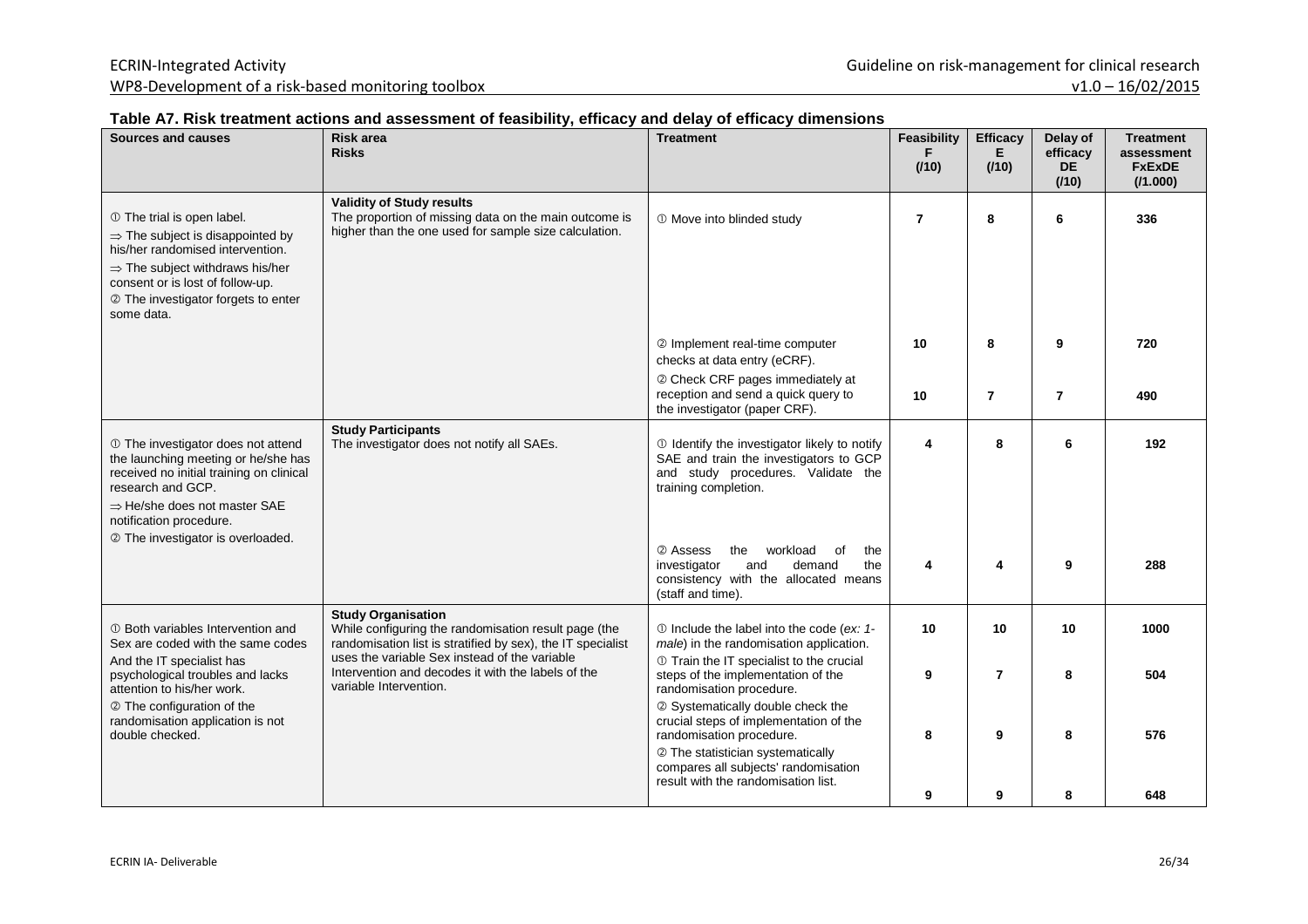**Table A7. Risk treatment actions and assessment of feasibility, efficacy and delay of efficacy dimensions**

| Sources and causes | Risk area<br>Risks | Treatment | Feasibility F (/10) | Efficacy E (/10) | Delay of efficacy DE (/10) | Treatment assessment FxExDE (/1.000) |
|---|---|---|---|---|---|---|
| ① The trial is open label.<br>⇒ The subject is disappointed by his/her randomised intervention.<br>⇒ The subject withdraws his/her consent or is lost of follow-up.<br>② The investigator forgets to enter some data. | **Validity of Study results**<br>The proportion of missing data on the main outcome is higher than the one used for sample size calculation. | ① Move into blinded study | **7** | **8** | **6** | **336** |
| | | ② Implement real-time computer checks at data entry (eCRF). | **10** | **8** | **9** | **720** |
| | | ② Check CRF pages immediately at reception and send a quick query to the investigator (paper CRF). | **10** | **7** | **7** | **490** |
| ① The investigator does not attend the launching meeting or he/she has received no initial training on clinical research and GCP.<br>⇒ He/she does not master SAE notification procedure.<br>② The investigator is overloaded. | **Study Participants**<br>The investigator does not notify all SAEs. | ① Identify the investigator likely to notify SAE and train the investigators to GCP and study procedures. Validate the training completion. | **4** | **8** | **6** | **192** |
| | | ② Assess the workload of the investigator and demand the consistency with the allocated means (staff and time). | **4** | **4** | **9** | **288** |
| ① Both variables Intervention and Sex are coded with the same codes And the IT specialist has psychological troubles and lacks attention to his/her work.<br>② The configuration of the randomisation application is not double checked. | **Study Organisation**<br>While configuring the randomisation result page (the randomisation list is stratified by sex), the IT specialist uses the variable Sex instead of the variable Intervention and decodes it with the labels of the variable Intervention. | ① Include the label into the code (*ex: 1-male*) in the randomisation application. | **10** | **10** | **10** | **1000** |
| | | ① Train the IT specialist to the crucial steps of the implementation of the randomisation procedure. | **9** | **7** | **8** | **504** |
| | | ② Systematically double check the crucial steps of implementation of the randomisation procedure. | **8** | **9** | **8** | **576** |
| | | ② The statistician systematically compares all subjects' randomisation result with the randomisation list. | **9** | **9** | **8** | **648** |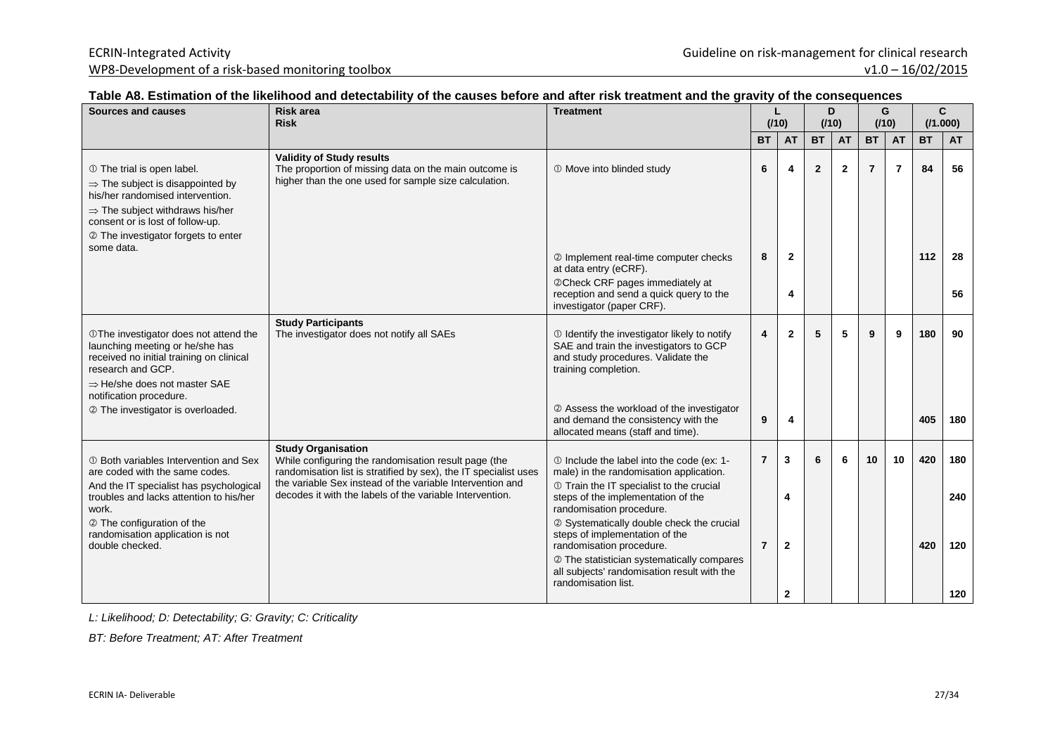**Table A8. Estimation of the likelihood and detectability of the causes before and after risk treatment and the gravity of the consequences**

| Sources and causes | Risk area<br>Risk | Treatment | L (/10) | | D (/10) | | G (/10) | | C (/1.000) | |
|---|---|---|---|---|---|---|---|---|---|---|
| | | | BT | AT | BT | AT | BT | AT | BT | AT |
| ① The trial is open label.<br>⇒ The subject is disappointed by his/her randomised intervention.<br>⇒ The subject withdraws his/her consent or is lost of follow-up.<br>② The investigator forgets to enter some data. | **Validity of Study results**<br>The proportion of missing data on the main outcome is higher than the one used for sample size calculation. | ① Move into blinded study | 6 | 4 | 2 | 2 | 7 | 7 | 84 | 56 |
| | | ② Implement real-time computer checks at data entry (eCRF). | 8 | 2 | | | | | 112 | 28 |
| | | ②Check CRF pages immediately at reception and send a quick query to the investigator (paper CRF). | | 4 | | | | | | 56 |
| ①The investigator does not attend the launching meeting or he/she has received no initial training on clinical research and GCP.<br>⇒ He/she does not master SAE notification procedure.<br>② The investigator is overloaded. | **Study Participants**<br>The investigator does not notify all SAEs | ① Identify the investigator likely to notify SAE and train the investigators to GCP and study procedures. Validate the training completion. | 4 | 2 | 5 | 5 | 9 | 9 | 180 | 90 |
| | | ② Assess the workload of the investigator and demand the consistency with the allocated means (staff and time). | 9 | 4 | | | | | 405 | 180 |
| ① Both variables Intervention and Sex are coded with the same codes.<br>And the IT specialist has psychological troubles and lacks attention to his/her work.<br>② The configuration of the randomisation application is not double checked. | **Study Organisation**<br>While configuring the randomisation result page (the randomisation list is stratified by sex), the IT specialist uses the variable Sex instead of the variable Intervention and decodes it with the labels of the variable Intervention. | ① Include the label into the code (ex: 1-male) in the randomisation application. | 7 | 3 | 6 | 6 | 10 | 10 | 420 | 180 |
| | | ① Train the IT specialist to the crucial steps of the implementation of the randomisation procedure. | | 4 | | | | | | 240 |
| | | ② Systematically double check the crucial steps of implementation of the randomisation procedure. | 7 | 2 | | | | | 420 | 120 |
| | | ② The statistician systematically compares all subjects' randomisation result with the randomisation list. | | 2 | | | | | | 120 |

*L: Likelihood; D: Detectability; G: Gravity; C: Criticality*

*BT: Before Treatment; AT: After Treatment*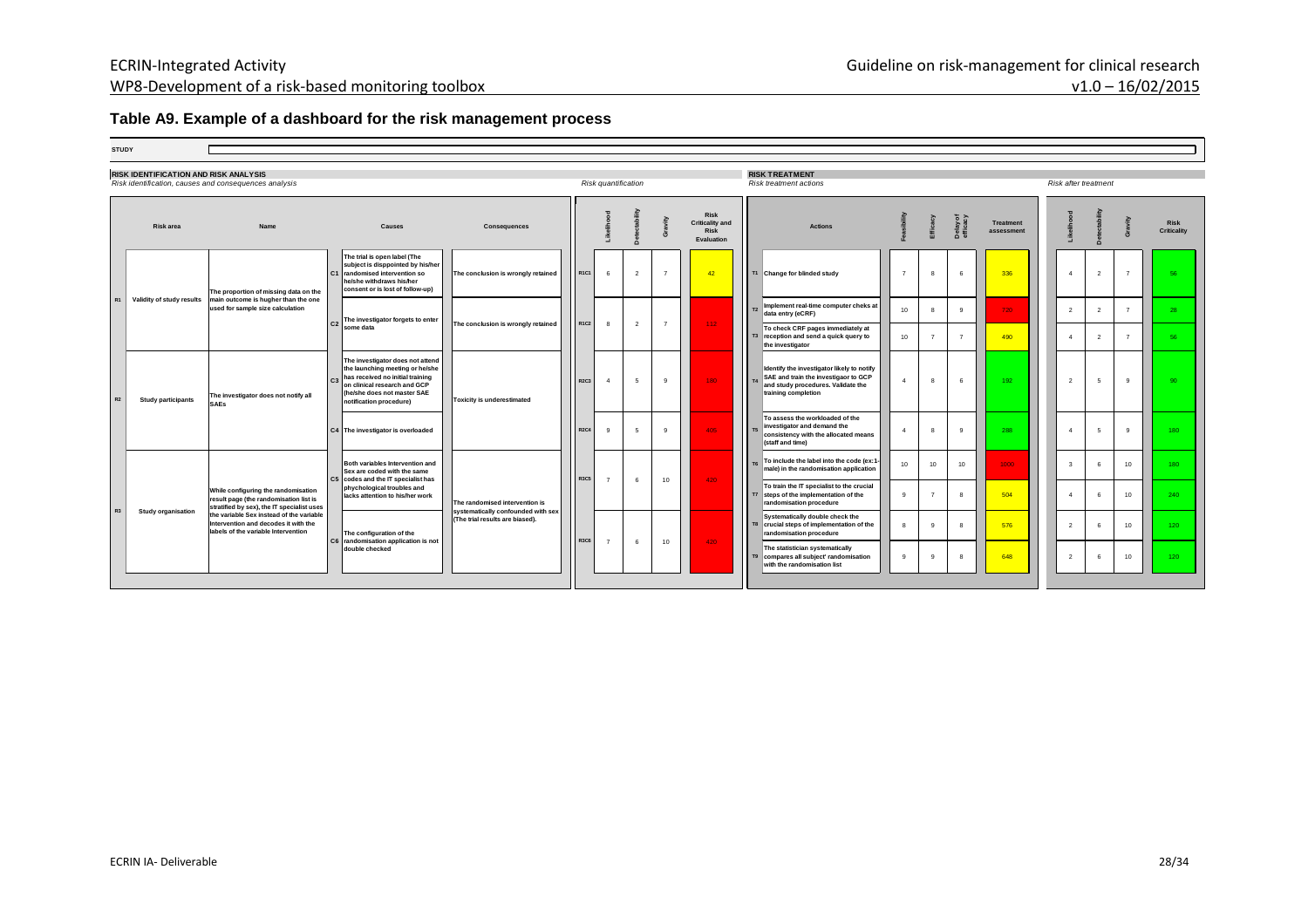## Table A9. Example of a dashboard for the risk management process

**STUDY**

**RISK IDENTIFICATION AND RISK ANALYSIS**
*Risk identification, causes and consequences analysis* — *Risk quantification*

**RISK TREATMENT**
*Risk treatment actions* — *Risk after treatment*

| | Risk area | Name | | Causes | Consequences | | Likelihood | Detectability | Gravity | Risk Criticality and Risk Evaluation | | Actions | Feasibility | Efficacy | Delay of efficacy | Treatment assessment | Likelihood | Detectability | Gravity | Risk Criticality |
|---|---|---|---|---|---|---|---|---|---|---|---|---|---|---|---|---|---|---|---|---|
| R1 | Validity of study results | The proportion of missing data on the main outcome is hugher than the one used for sample size calculation | C1 | The trial is open label (The subject is disppointed by his/her randomised intervention so he/she withdraws his/her consent or is lost of follow-up) | The conclusion is wrongly retained | R1C1 | 6 | 2 | 7 | 42 | T1 | Change for blinded study | 7 | 8 | 6 | 336 | 4 | 2 | 7 | 56 |
| | | | C2 | The investigator forgets to enter some data | The conclusion is wrongly retained | R1C2 | 8 | 2 | 7 | 112 | T2 | Implement real-time computer cheks at data entry (eCRF) | 10 | 8 | 9 | 720 | 2 | 2 | 7 | 28 |
| | | | | | | | | | | | T3 | To check CRF pages immediately at reception and send a quick query to the investigator | 10 | 7 | 7 | 490 | 4 | 2 | 7 | 56 |
| R2 | Study participants | The investigator does not notify all SAEs | C3 | The investigator does not attend the launching meeting or he/she has received no initial training on clinical research and GCP (he/she does not master SAE notification procedure) | Toxicity is underestimated | R2C3 | 4 | 5 | 9 | 180 | T4 | Identify the investigator likely to notify SAE and train the investigaor to GCP and study procedures. Validate the training completion | 4 | 8 | 6 | 192 | 2 | 5 | 9 | 90 |
| | | | C4 | The investigator is overloaded | | R2C4 | 9 | 5 | 9 | 405 | T5 | To assess the workloaded of the investigator and demand the consistency with the allocated means (staff and time) | 4 | 8 | 9 | 288 | 4 | 5 | 9 | 180 |
| R3 | Study organisation | While configuring the randomisation result page (the randomisation list is stratified by sex), the IT specialist uses the variable Sex instead of the variable Intervention and decodes it with the labels of the variable Intervention | C5 | Both variables Intervention and Sex are coded with the same codes and the IT specialist has phychological troubles and lacks attention to his/her work | The randomised intervention is systematically confounded with sex (The trial results are biased). | R3C5 | 7 | 6 | 10 | 420 | T6 | To include the label into the code (ex:1-male) in the randomisation application | 10 | 10 | 10 | 1000 | 3 | 6 | 10 | 180 |
| | | | | | | | | | | | T7 | To train the IT specialist to the crucial steps of the implementation of the randomisation procedure | 9 | 7 | 8 | 504 | 4 | 6 | 10 | 240 |
| | | | C6 | The configuration of the randomisation application is not double checked | | R3C6 | 7 | 6 | 10 | 420 | T8 | Systematically double check the crucial steps of implementation of the randomisation procedure | 8 | 9 | 8 | 576 | 2 | 6 | 10 | 120 |
| | | | | | | | | | | | T9 | The statistician systematically compares all subject' randomisation with the randomisation list | 9 | 9 | 8 | 648 | 2 | 6 | 10 | 120 |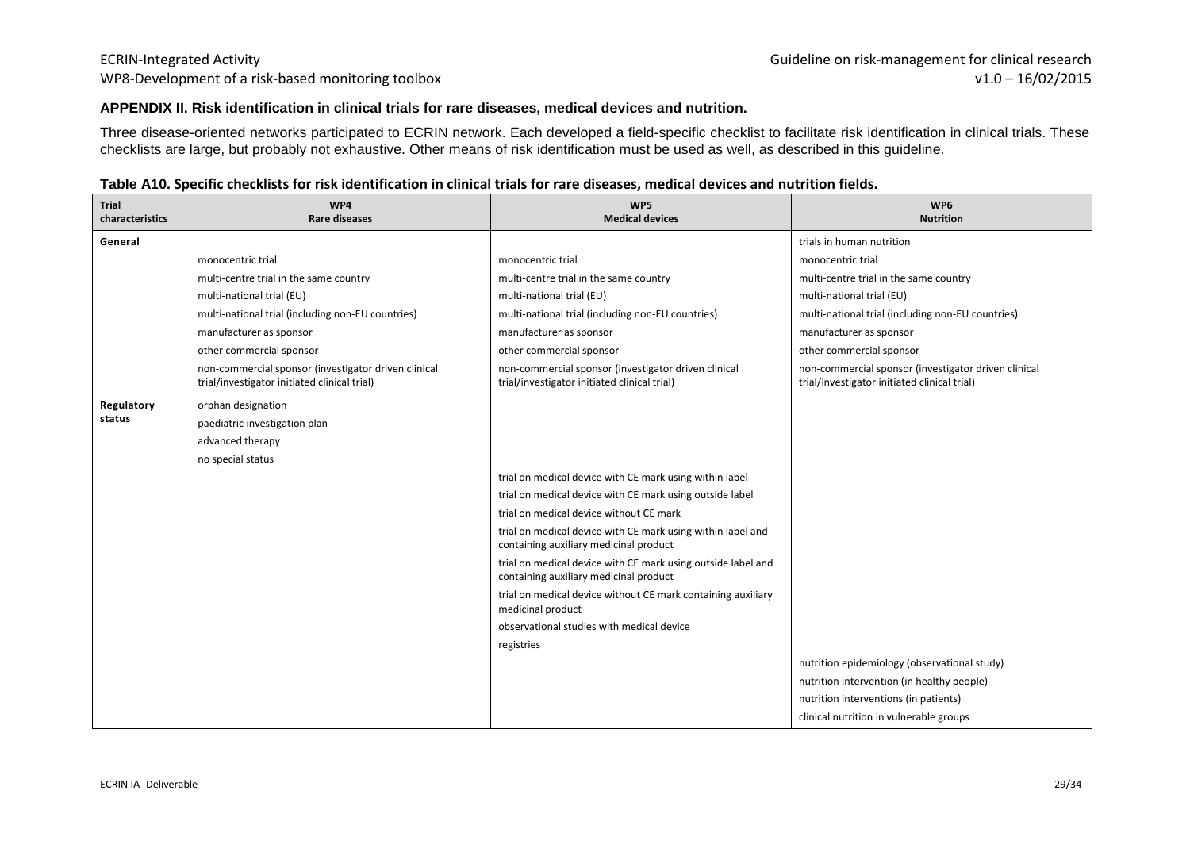**APPENDIX II. Risk identification in clinical trials for rare diseases, medical devices and nutrition.**

Three disease-oriented networks participated to ECRIN network. Each developed a field-specific checklist to facilitate risk identification in clinical trials. These checklists are large, but probably not exhaustive. Other means of risk identification must be used as well, as described in this guideline.

**Table A10. Specific checklists for risk identification in clinical trials for rare diseases, medical devices and nutrition fields.**

| Trial characteristics | WP4 Rare diseases | WP5 Medical devices | WP6 Nutrition |
|---|---|---|---|
| **General** | | | trials in human nutrition |
| | monocentric trial | monocentric trial | monocentric trial |
| | multi-centre trial in the same country | multi-centre trial in the same country | multi-centre trial in the same country |
| | multi-national trial (EU) | multi-national trial (EU) | multi-national trial (EU) |
| | multi-national trial (including non-EU countries) | multi-national trial (including non-EU countries) | multi-national trial (including non-EU countries) |
| | manufacturer as sponsor | manufacturer as sponsor | manufacturer as sponsor |
| | other commercial sponsor | other commercial sponsor | other commercial sponsor |
| | non-commercial sponsor (investigator driven clinical trial/investigator initiated clinical trial) | non-commercial sponsor (investigator driven clinical trial/investigator initiated clinical trial) | non-commercial sponsor (investigator driven clinical trial/investigator initiated clinical trial) |
| **Regulatory status** | orphan designation | | |
| | paediatric investigation plan | | |
| | advanced therapy | | |
| | no special status | | |
| | | trial on medical device with CE mark using within label | |
| | | trial on medical device with CE mark using outside label | |
| | | trial on medical device without CE mark | |
| | | trial on medical device with CE mark using within label and containing auxiliary medicinal product | |
| | | trial on medical device with CE mark using outside label and containing auxiliary medicinal product | |
| | | trial on medical device without CE mark containing auxiliary medicinal product | |
| | | observational studies with medical device | |
| | | registries | |
| | | | nutrition epidemiology (observational study) |
| | | | nutrition intervention (in healthy people) |
| | | | nutrition interventions (in patients) |
| | | | clinical nutrition in vulnerable groups |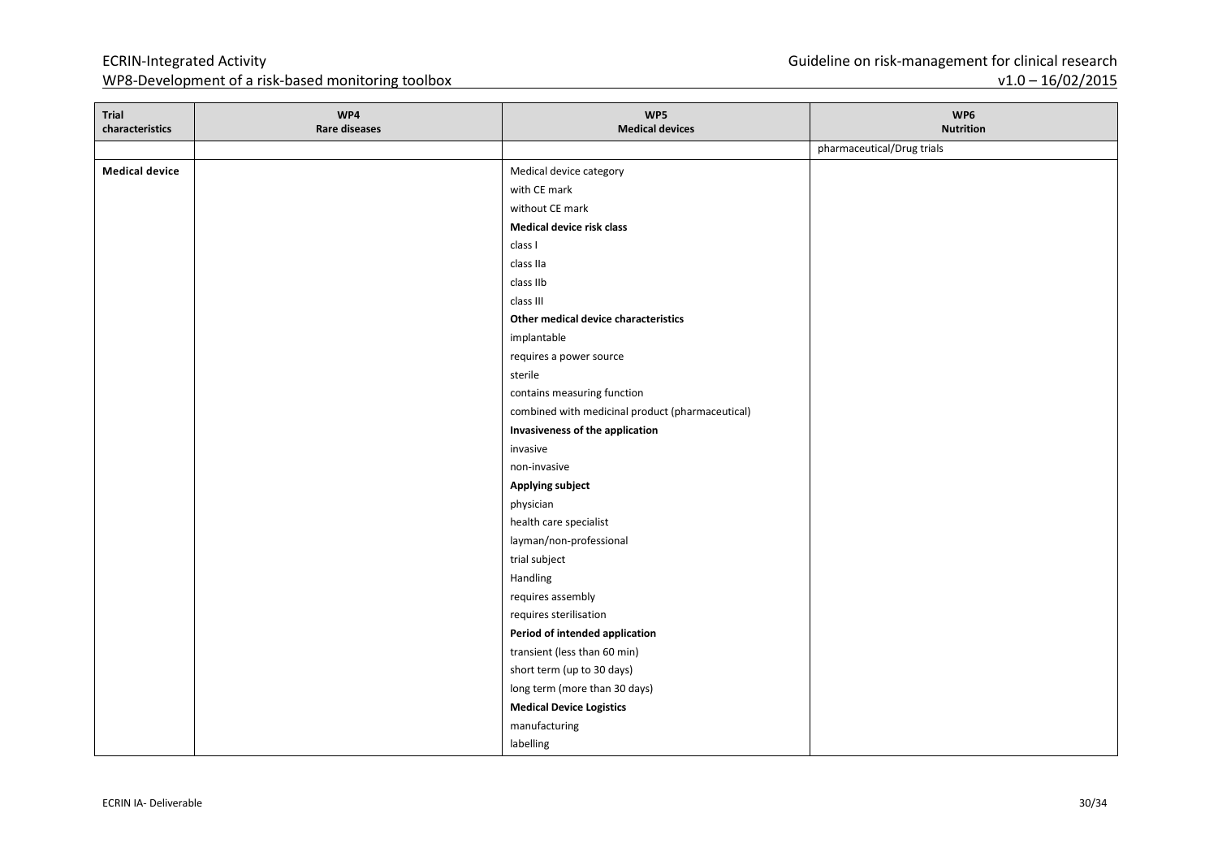| Trial characteristics | WP4 Rare diseases | WP5 Medical devices | WP6 Nutrition |
|---|---|---|---|
| | | | pharmaceutical/Drug trials |
| **Medical device** | | Medical device category | |
| | | with CE mark | |
| | | without CE mark | |
| | | **Medical device risk class** | |
| | | class I | |
| | | class IIa | |
| | | class IIb | |
| | | class III | |
| | | **Other medical device characteristics** | |
| | | implantable | |
| | | requires a power source | |
| | | sterile | |
| | | contains measuring function | |
| | | combined with medicinal product (pharmaceutical) | |
| | | **Invasiveness of the application** | |
| | | invasive | |
| | | non-invasive | |
| | | **Applying subject** | |
| | | physician | |
| | | health care specialist | |
| | | layman/non-professional | |
| | | trial subject | |
| | | Handling | |
| | | requires assembly | |
| | | requires sterilisation | |
| | | **Period of intended application** | |
| | | transient (less than 60 min) | |
| | | short term (up to 30 days) | |
| | | long term (more than 30 days) | |
| | | **Medical Device Logistics** | |
| | | manufacturing | |
| | | labelling | |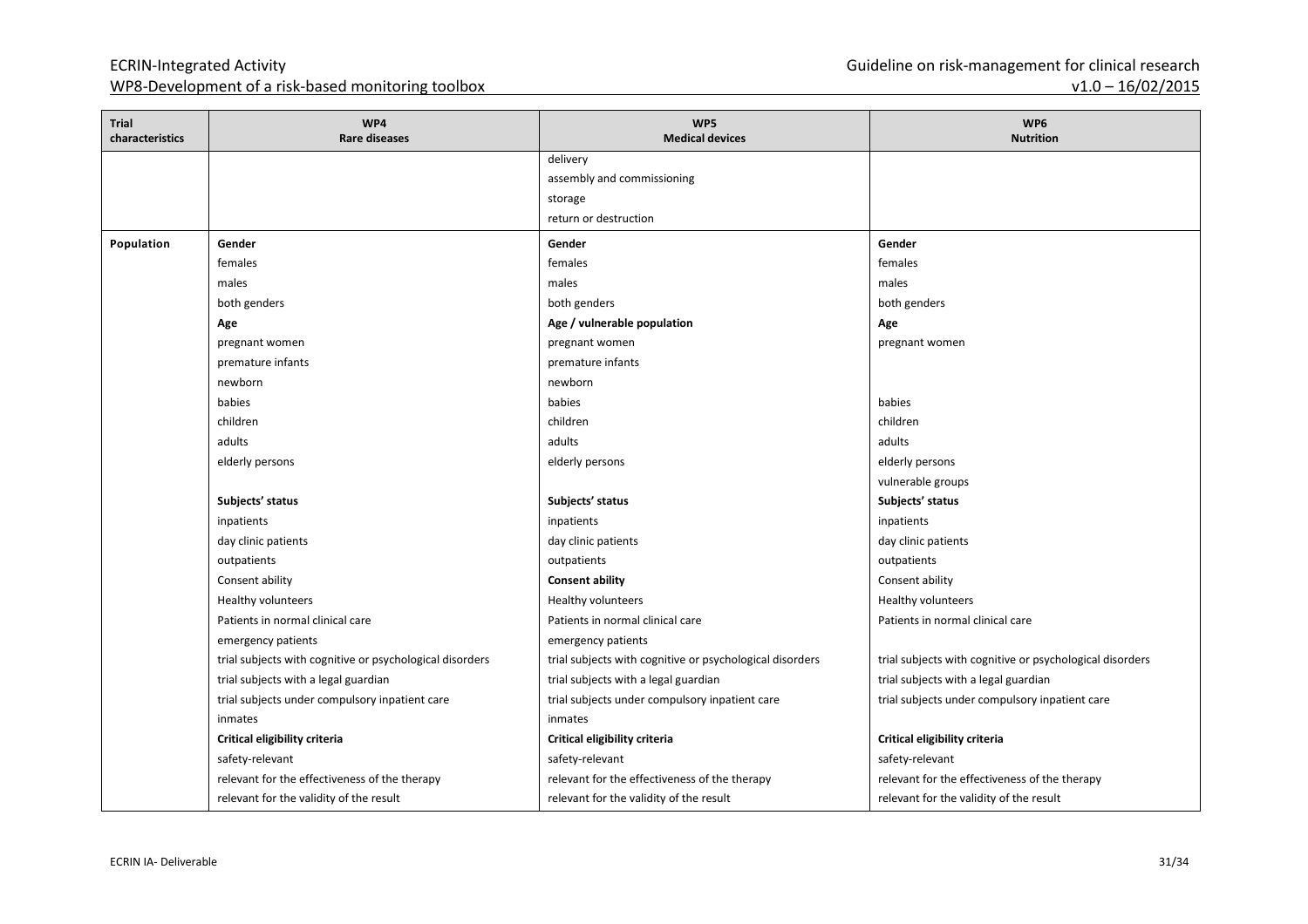| Trial characteristics | WP4 Rare diseases | WP5 Medical devices | WP6 Nutrition |
|---|---|---|---|
| | | delivery | |
| | | assembly and commissioning | |
| | | storage | |
| | | return or destruction | |
| **Population** | **Gender** | **Gender** | **Gender** |
| | females | females | females |
| | males | males | males |
| | both genders | both genders | both genders |
| | **Age** | **Age / vulnerable population** | **Age** |
| | pregnant women | pregnant women | pregnant women |
| | premature infants | premature infants | |
| | newborn | newborn | |
| | babies | babies | babies |
| | children | children | children |
| | adults | adults | adults |
| | elderly persons | elderly persons | elderly persons |
| | | | vulnerable groups |
| | **Subjects' status** | **Subjects' status** | **Subjects' status** |
| | inpatients | inpatients | inpatients |
| | day clinic patients | day clinic patients | day clinic patients |
| | outpatients | outpatients | outpatients |
| | Consent ability | **Consent ability** | Consent ability |
| | Healthy volunteers | Healthy volunteers | Healthy volunteers |
| | Patients in normal clinical care | Patients in normal clinical care | Patients in normal clinical care |
| | emergency patients | emergency patients | |
| | trial subjects with cognitive or psychological disorders | trial subjects with cognitive or psychological disorders | trial subjects with cognitive or psychological disorders |
| | trial subjects with a legal guardian | trial subjects with a legal guardian | trial subjects with a legal guardian |
| | trial subjects under compulsory inpatient care | trial subjects under compulsory inpatient care | trial subjects under compulsory inpatient care |
| | inmates | inmates | |
| | **Critical eligibility criteria** | **Critical eligibility criteria** | **Critical eligibility criteria** |
| | safety-relevant | safety-relevant | safety-relevant |
| | relevant for the effectiveness of the therapy | relevant for the effectiveness of the therapy | relevant for the effectiveness of the therapy |
| | relevant for the validity of the result | relevant for the validity of the result | relevant for the validity of the result |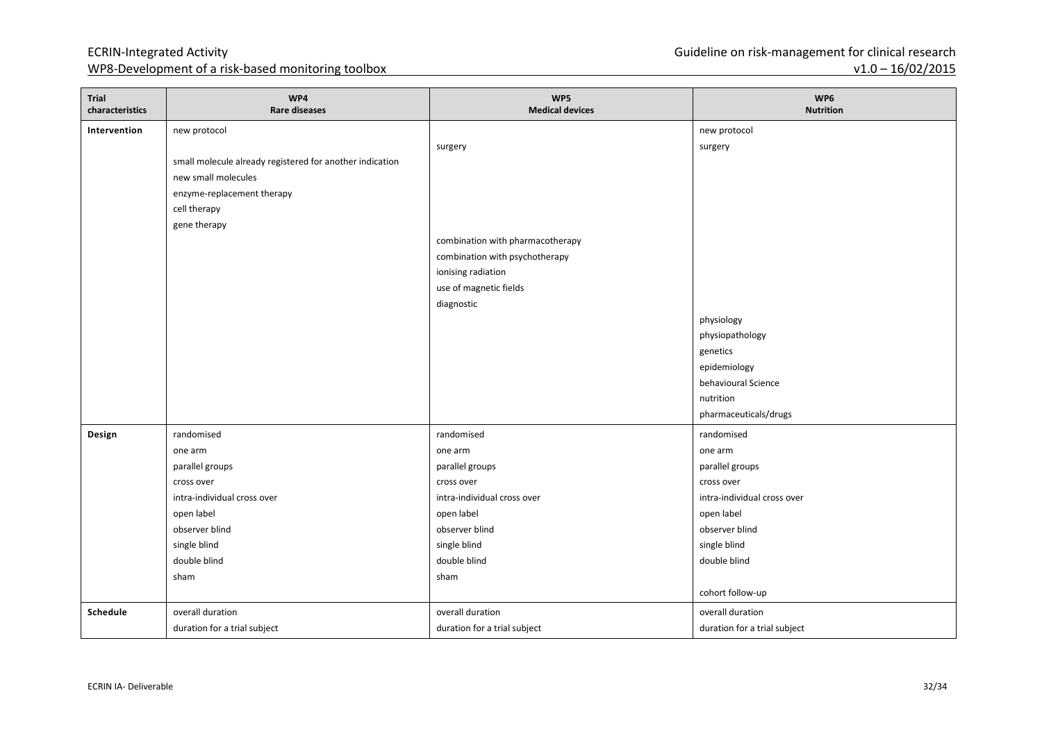| Trial characteristics | WP4<br>Rare diseases | WP5<br>Medical devices | WP6<br>Nutrition |
|---|---|---|---|
| **Intervention** | new protocol | | new protocol |
| | | surgery | surgery |
| | small molecule already registered for another indication | | |
| | new small molecules | | |
| | enzyme-replacement therapy | | |
| | cell therapy | | |
| | gene therapy | | |
| | | combination with pharmacotherapy | |
| | | combination with psychotherapy | |
| | | ionising radiation | |
| | | use of magnetic fields | |
| | | diagnostic | |
| | | | physiology |
| | | | physiopathology |
| | | | genetics |
| | | | epidemiology |
| | | | behavioural Science |
| | | | nutrition |
| | | | pharmaceuticals/drugs |
| **Design** | randomised | randomised | randomised |
| | one arm | one arm | one arm |
| | parallel groups | parallel groups | parallel groups |
| | cross over | cross over | cross over |
| | intra-individual cross over | intra-individual cross over | intra-individual cross over |
| | open label | open label | open label |
| | observer blind | observer blind | observer blind |
| | single blind | single blind | single blind |
| | double blind | double blind | double blind |
| | sham | sham | |
| | | | cohort follow-up |
| **Schedule** | overall duration | overall duration | overall duration |
| | duration for a trial subject | duration for a trial subject | duration for a trial subject |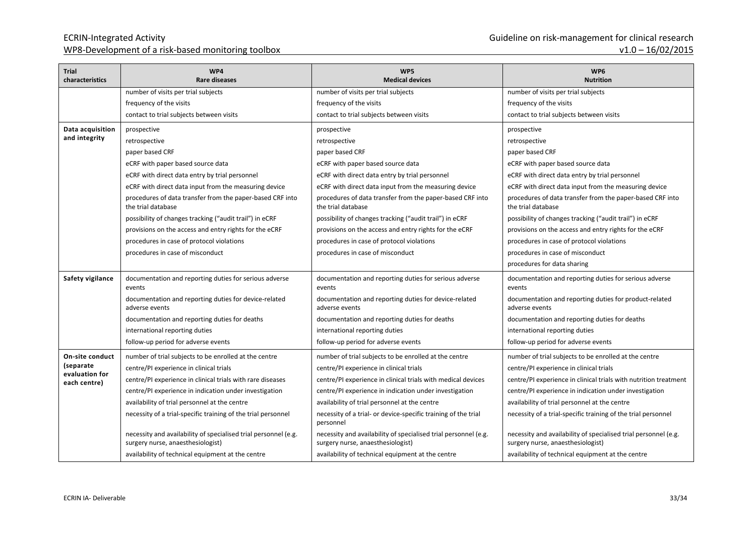| Trial characteristics | WP4 Rare diseases | WP5 Medical devices | WP6 Nutrition |
|---|---|---|---|
| | number of visits per trial subjects | number of visits per trial subjects | number of visits per trial subjects |
| | frequency of the visits | frequency of the visits | frequency of the visits |
| | contact to trial subjects between visits | contact to trial subjects between visits | contact to trial subjects between visits |
| **Data acquisition and integrity** | prospective | prospective | prospective |
| | retrospective | retrospective | retrospective |
| | paper based CRF | paper based CRF | paper based CRF |
| | eCRF with paper based source data | eCRF with paper based source data | eCRF with paper based source data |
| | eCRF with direct data entry by trial personnel | eCRF with direct data entry by trial personnel | eCRF with direct data entry by trial personnel |
| | eCRF with direct data input from the measuring device | eCRF with direct data input from the measuring device | eCRF with direct data input from the measuring device |
| | procedures of data transfer from the paper-based CRF into the trial database | procedures of data transfer from the paper-based CRF into the trial database | procedures of data transfer from the paper-based CRF into the trial database |
| | possibility of changes tracking ("audit trail") in eCRF | possibility of changes tracking ("audit trail") in eCRF | possibility of changes tracking ("audit trail") in eCRF |
| | provisions on the access and entry rights for the eCRF | provisions on the access and entry rights for the eCRF | provisions on the access and entry rights for the eCRF |
| | procedures in case of protocol violations | procedures in case of protocol violations | procedures in case of protocol violations |
| | procedures in case of misconduct | procedures in case of misconduct | procedures in case of misconduct |
| | | | procedures for data sharing |
| **Safety vigilance** | documentation and reporting duties for serious adverse events | documentation and reporting duties for serious adverse events | documentation and reporting duties for serious adverse events |
| | documentation and reporting duties for device-related adverse events | documentation and reporting duties for device-related adverse events | documentation and reporting duties for product-related adverse events |
| | documentation and reporting duties for deaths | documentation and reporting duties for deaths | documentation and reporting duties for deaths |
| | international reporting duties | international reporting duties | international reporting duties |
| | follow-up period for adverse events | follow-up period for adverse events | follow-up period for adverse events |
| **On-site conduct (separate evaluation for each centre)** | number of trial subjects to be enrolled at the centre | number of trial subjects to be enrolled at the centre | number of trial subjects to be enrolled at the centre |
| | centre/PI experience in clinical trials | centre/PI experience in clinical trials | centre/PI experience in clinical trials |
| | centre/PI experience in clinical trials with rare diseases | centre/PI experience in clinical trials with medical devices | centre/PI experience in clinical trials with nutrition treatment |
| | centre/PI experience in indication under investigation | centre/PI experience in indication under investigation | centre/PI experience in indication under investigation |
| | availability of trial personnel at the centre | availability of trial personnel at the centre | availability of trial personnel at the centre |
| | necessity of a trial-specific training of the trial personnel | necessity of a trial- or device-specific training of the trial personnel | necessity of a trial-specific training of the trial personnel |
| | necessity and availability of specialised trial personnel (e.g. surgery nurse, anaesthesiologist) | necessity and availability of specialised trial personnel (e.g. surgery nurse, anaesthesiologist) | necessity and availability of specialised trial personnel (e.g. surgery nurse, anaesthesiologist) |
| | availability of technical equipment at the centre | availability of technical equipment at the centre | availability of technical equipment at the centre |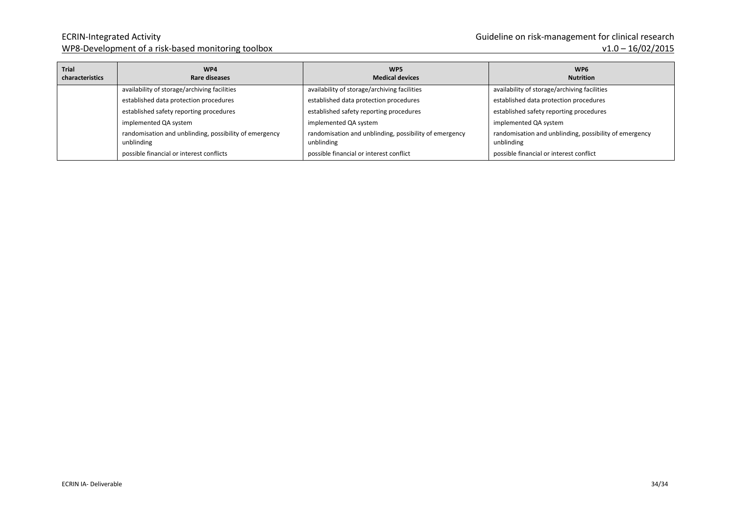| Trial characteristics | WP4<br>Rare diseases | WP5<br>Medical devices | WP6<br>Nutrition |
|---|---|---|---|
| | availability of storage/archiving facilities | availability of storage/archiving facilities | availability of storage/archiving facilities |
| | established data protection procedures | established data protection procedures | established data protection procedures |
| | established safety reporting procedures | established safety reporting procedures | established safety reporting procedures |
| | implemented QA system | implemented QA system | implemented QA system |
| | randomisation and unblinding, possibility of emergency unblinding | randomisation and unblinding, possibility of emergency unblinding | randomisation and unblinding, possibility of emergency unblinding |
| | possible financial or interest conflicts | possible financial or interest conflict | possible financial or interest conflict |